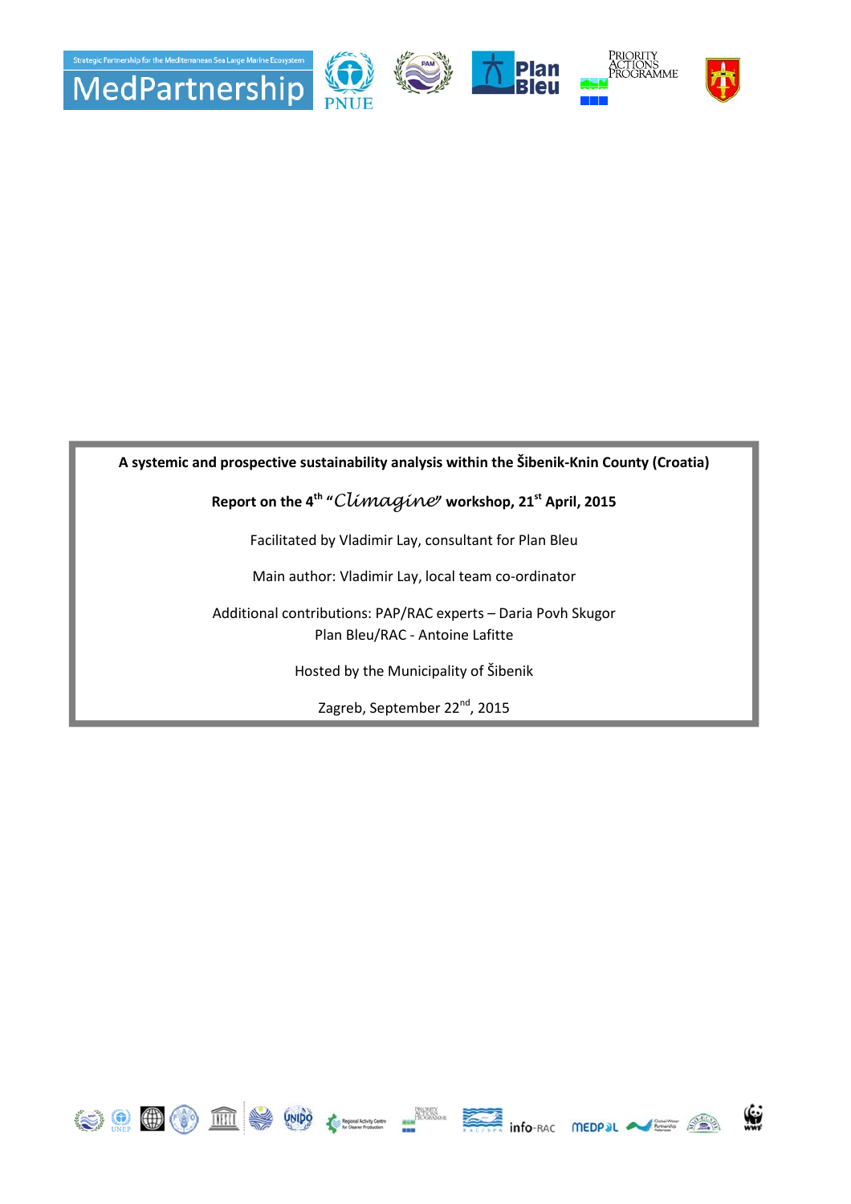Strategic Partnership for the Mediterranean Sea Large Marine Ecosystem

MedPartnership

**A systemic and prospective sustainability analysis within the Šibenik-Knin County (Croatia)**

**Report on the 4th "*Climagine*" workshop, 21st April, 2015**

Facilitated by Vladimir Lay, consultant for Plan Bleu

Main author: Vladimir Lay, local team co-ordinator

Additional contributions: PAP/RAC experts – Daria Povh Skugor
Plan Bleu/RAC - Antoine Lafitte

Hosted by the Municipality of Šibenik

Zagreb, September 22nd, 2015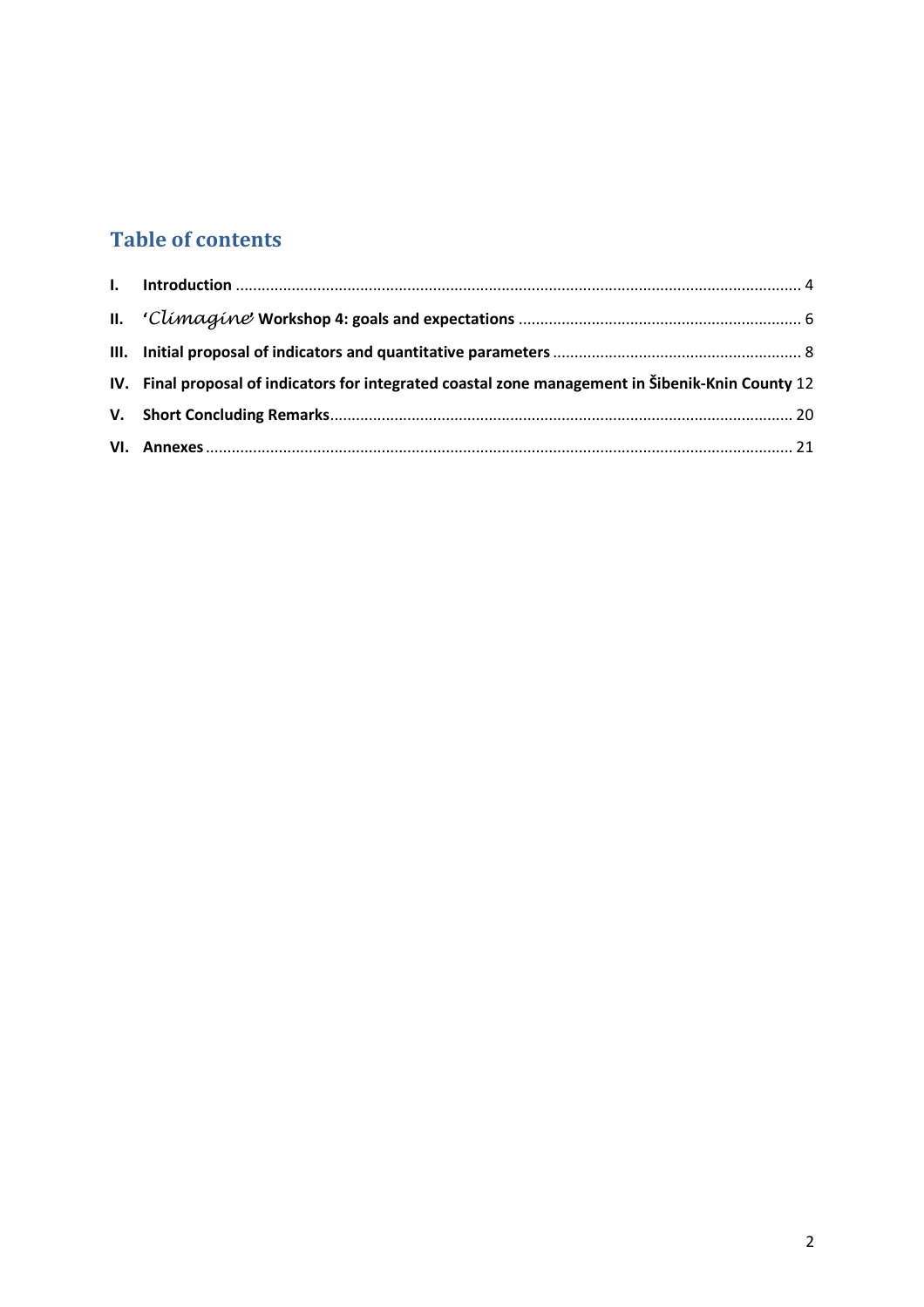## Table of contents

**I.** **Introduction** .................................................................................................................................. 4

**II.** **'*Climagine*' Workshop 4: goals and expectations** ................................................................. 6

**III.** **Initial proposal of indicators and quantitative parameters** ......................................................... 8

**IV.** **Final proposal of indicators for integrated coastal zone management in Šibenik-Knin County** 12

**V.** **Short Concluding Remarks**.......................................................................................................... 20

**VI.** **Annexes** ....................................................................................................................................... 21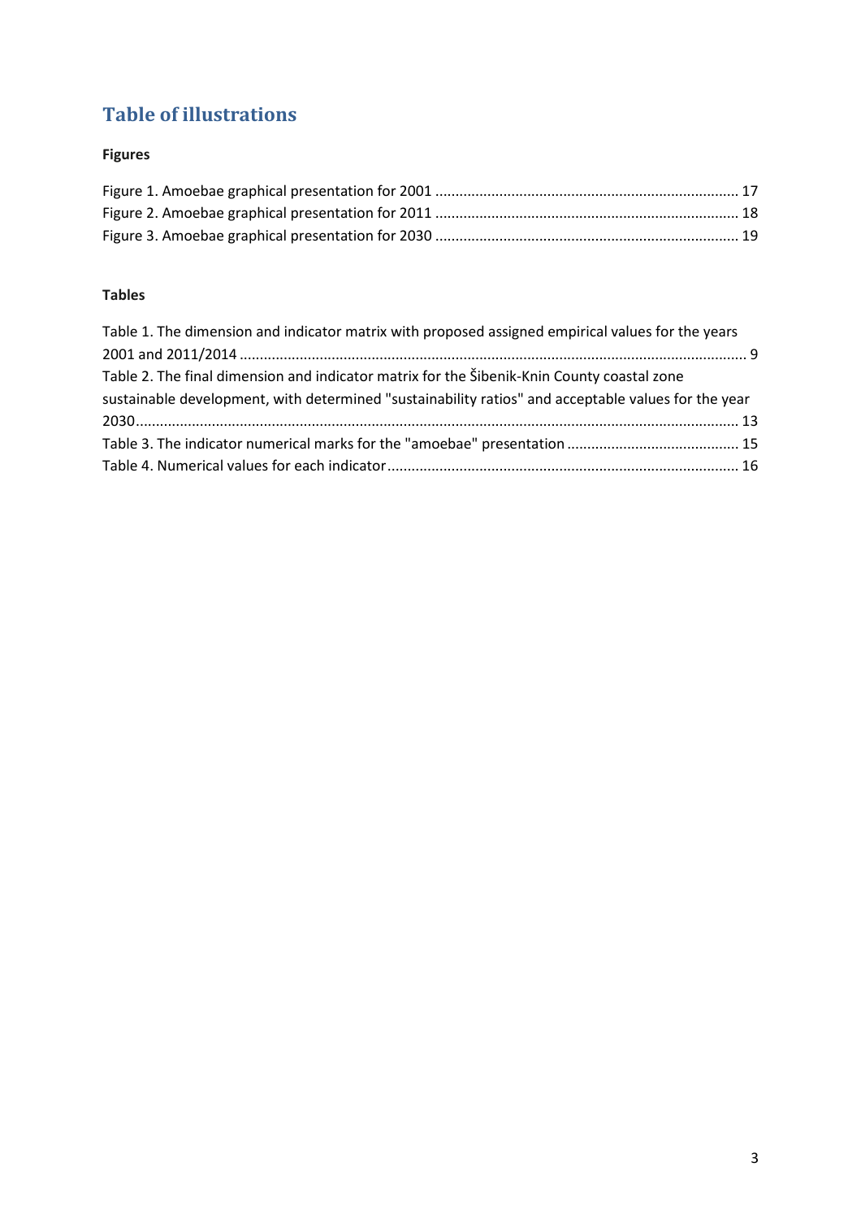# Table of illustrations

### Figures

Figure 1. Amoebae graphical presentation for 2001 ........................................................................... 17
Figure 2. Amoebae graphical presentation for 2011 ........................................................................... 18
Figure 3. Amoebae graphical presentation for 2030 ........................................................................... 19

### Tables

Table 1. The dimension and indicator matrix with proposed assigned empirical values for the years 2001 and 2011/2014 ............................................................................................................................. 9
Table 2. The final dimension and indicator matrix for the Šibenik-Knin County coastal zone sustainable development, with determined "sustainability ratios" and acceptable values for the year 2030..................................................................................................................................................... 13
Table 3. The indicator numerical marks for the "amoebae" presentation ........................................... 15
Table 4. Numerical values for each indicator....................................................................................... 16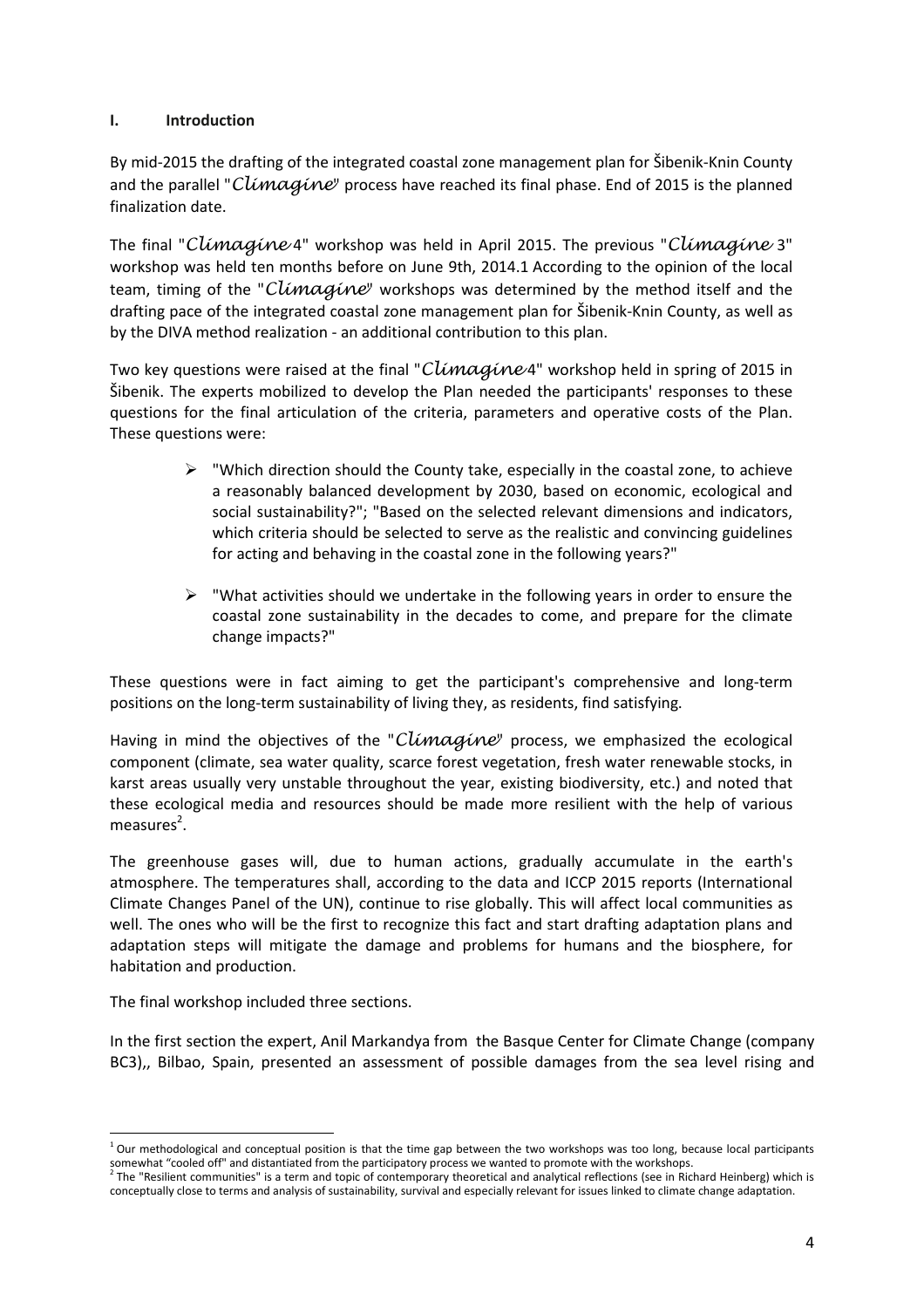## I. Introduction

By mid-2015 the drafting of the integrated coastal zone management plan for Šibenik-Knin County and the parallel "*Climagine*" process have reached its final phase. End of 2015 is the planned finalization date.

The final "*Climagine* 4" workshop was held in April 2015. The previous "*Climagine* 3" workshop was held ten months before on June 9th, 2014.[1] According to the opinion of the local team, timing of the "*Climagine*" workshops was determined by the method itself and the drafting pace of the integrated coastal zone management plan for Šibenik-Knin County, as well as by the DIVA method realization - an additional contribution to this plan.

Two key questions were raised at the final "*Climagine* 4" workshop held in spring of 2015 in Šibenik. The experts mobilized to develop the Plan needed the participants' responses to these questions for the final articulation of the criteria, parameters and operative costs of the Plan. These questions were:

- "Which direction should the County take, especially in the coastal zone, to achieve a reasonably balanced development by 2030, based on economic, ecological and social sustainability?"; "Based on the selected relevant dimensions and indicators, which criteria should be selected to serve as the realistic and convincing guidelines for acting and behaving in the coastal zone in the following years?"
- "What activities should we undertake in the following years in order to ensure the coastal zone sustainability in the decades to come, and prepare for the climate change impacts?"

These questions were in fact aiming to get the participant's comprehensive and long-term positions on the long-term sustainability of living they, as residents, find satisfying.

Having in mind the objectives of the "*Climagine*" process, we emphasized the ecological component (climate, sea water quality, scarce forest vegetation, fresh water renewable stocks, in karst areas usually very unstable throughout the year, existing biodiversity, etc.) and noted that these ecological media and resources should be made more resilient with the help of various measures[2].

The greenhouse gases will, due to human actions, gradually accumulate in the earth's atmosphere. The temperatures shall, according to the data and ICCP 2015 reports (International Climate Changes Panel of the UN), continue to rise globally. This will affect local communities as well. The ones who will be the first to recognize this fact and start drafting adaptation plans and adaptation steps will mitigate the damage and problems for humans and the biosphere, for habitation and production.

The final workshop included three sections.

In the first section the expert, Anil Markandya from the Basque Center for Climate Change (company BC3),, Bilbao, Spain, presented an assessment of possible damages from the sea level rising and

---

[1] Our methodological and conceptual position is that the time gap between the two workshops was too long, because local participants somewhat "cooled off" and distantiated from the participatory process we wanted to promote with the workshops.

[2] The "Resilient communities" is a term and topic of contemporary theoretical and analytical reflections (see in Richard Heinberg) which is conceptually close to terms and analysis of sustainability, survival and especially relevant for issues linked to climate change adaptation.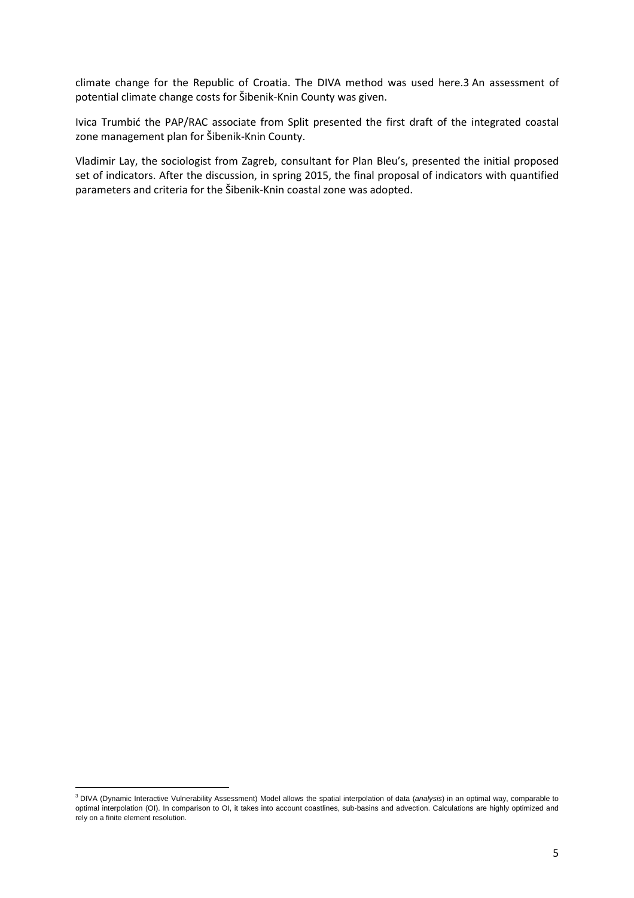climate change for the Republic of Croatia. The DIVA method was used here.[3] An assessment of potential climate change costs for Šibenik-Knin County was given.

Ivica Trumbić the PAP/RAC associate from Split presented the first draft of the integrated coastal zone management plan for Šibenik-Knin County.

Vladimir Lay, the sociologist from Zagreb, consultant for Plan Bleu's, presented the initial proposed set of indicators. After the discussion, in spring 2015, the final proposal of indicators with quantified parameters and criteria for the Šibenik-Knin coastal zone was adopted.

---

[3] DIVA (Dynamic Interactive Vulnerability Assessment) Model allows the spatial interpolation of data (*analysis*) in an optimal way, comparable to optimal interpolation (OI). In comparison to OI, it takes into account coastlines, sub-basins and advection. Calculations are highly optimized and rely on a finite element resolution.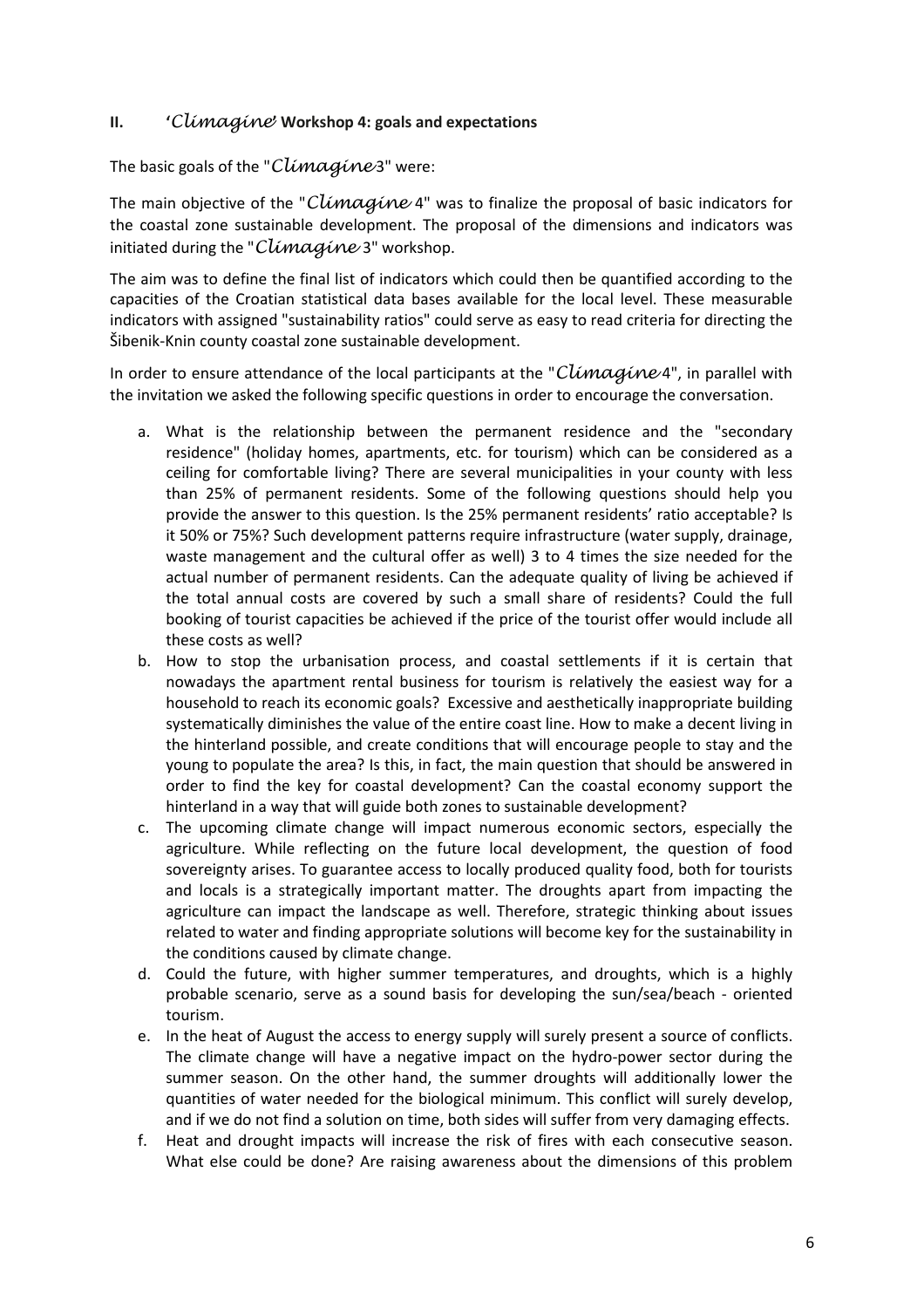## II. '*Climagine*' Workshop 4: goals and expectations

The basic goals of the "*Climagine* 3" were:

The main objective of the "*Climagine* 4" was to finalize the proposal of basic indicators for the coastal zone sustainable development. The proposal of the dimensions and indicators was initiated during the "*Climagine* 3" workshop.

The aim was to define the final list of indicators which could then be quantified according to the capacities of the Croatian statistical data bases available for the local level. These measurable indicators with assigned "sustainability ratios" could serve as easy to read criteria for directing the Šibenik-Knin county coastal zone sustainable development.

In order to ensure attendance of the local participants at the "*Climagine* 4", in parallel with the invitation we asked the following specific questions in order to encourage the conversation.

a. What is the relationship between the permanent residence and the "secondary residence" (holiday homes, apartments, etc. for tourism) which can be considered as a ceiling for comfortable living? There are several municipalities in your county with less than 25% of permanent residents. Some of the following questions should help you provide the answer to this question. Is the 25% permanent residents' ratio acceptable? Is it 50% or 75%? Such development patterns require infrastructure (water supply, drainage, waste management and the cultural offer as well) 3 to 4 times the size needed for the actual number of permanent residents. Can the adequate quality of living be achieved if the total annual costs are covered by such a small share of residents? Could the full booking of tourist capacities be achieved if the price of the tourist offer would include all these costs as well?
b. How to stop the urbanisation process, and coastal settlements if it is certain that nowadays the apartment rental business for tourism is relatively the easiest way for a household to reach its economic goals? Excessive and aesthetically inappropriate building systematically diminishes the value of the entire coast line. How to make a decent living in the hinterland possible, and create conditions that will encourage people to stay and the young to populate the area? Is this, in fact, the main question that should be answered in order to find the key for coastal development? Can the coastal economy support the hinterland in a way that will guide both zones to sustainable development?
c. The upcoming climate change will impact numerous economic sectors, especially the agriculture. While reflecting on the future local development, the question of food sovereignty arises. To guarantee access to locally produced quality food, both for tourists and locals is a strategically important matter. The droughts apart from impacting the agriculture can impact the landscape as well. Therefore, strategic thinking about issues related to water and finding appropriate solutions will become key for the sustainability in the conditions caused by climate change.
d. Could the future, with higher summer temperatures, and droughts, which is a highly probable scenario, serve as a sound basis for developing the sun/sea/beach - oriented tourism.
e. In the heat of August the access to energy supply will surely present a source of conflicts. The climate change will have a negative impact on the hydro-power sector during the summer season. On the other hand, the summer droughts will additionally lower the quantities of water needed for the biological minimum. This conflict will surely develop, and if we do not find a solution on time, both sides will suffer from very damaging effects.
f. Heat and drought impacts will increase the risk of fires with each consecutive season. What else could be done? Are raising awareness about the dimensions of this problem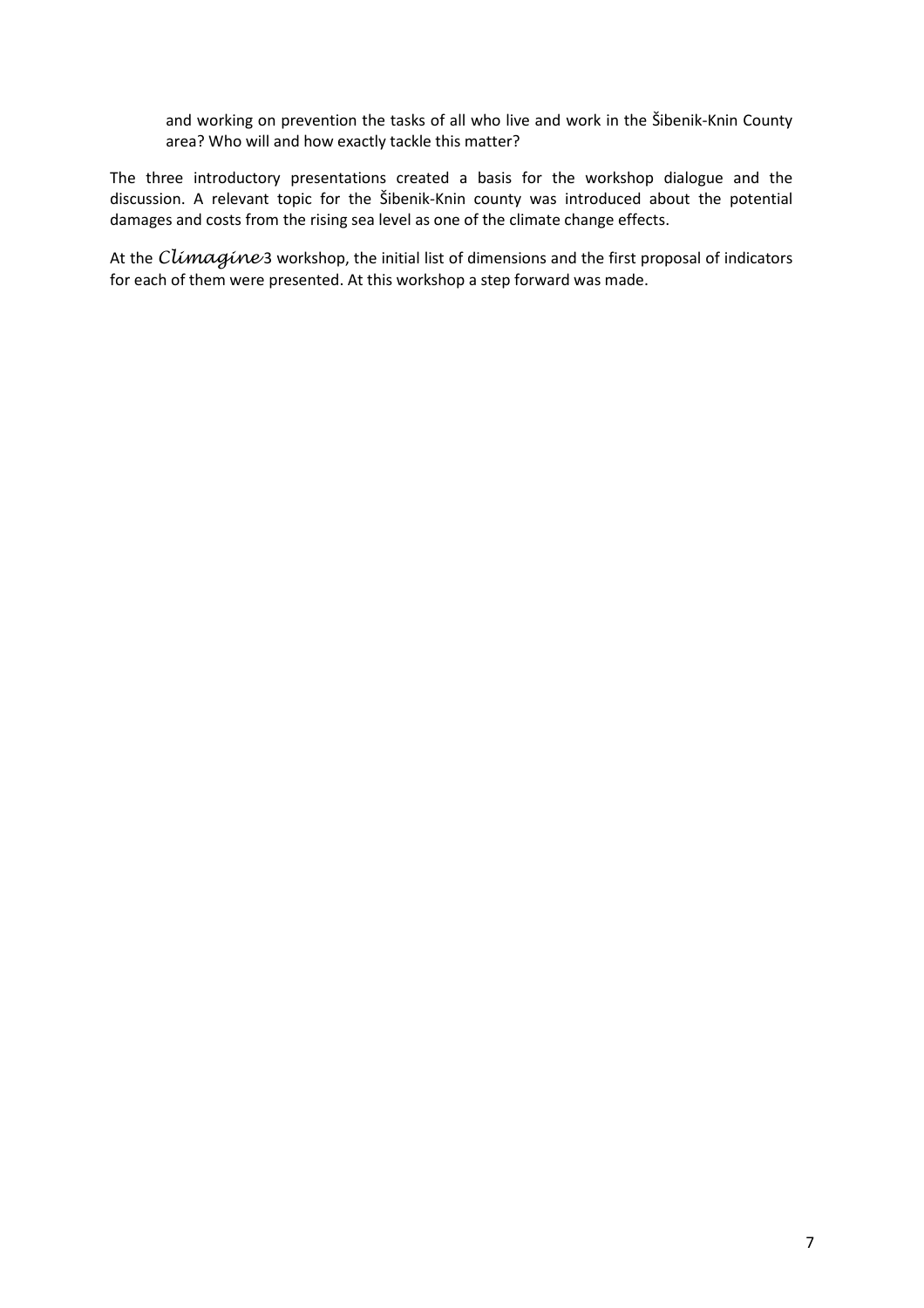and working on prevention the tasks of all who live and work in the Šibenik-Knin County area? Who will and how exactly tackle this matter?

The three introductory presentations created a basis for the workshop dialogue and the discussion. A relevant topic for the Šibenik-Knin county was introduced about the potential damages and costs from the rising sea level as one of the climate change effects.

At the *Climagine*3 workshop, the initial list of dimensions and the first proposal of indicators for each of them were presented. At this workshop a step forward was made.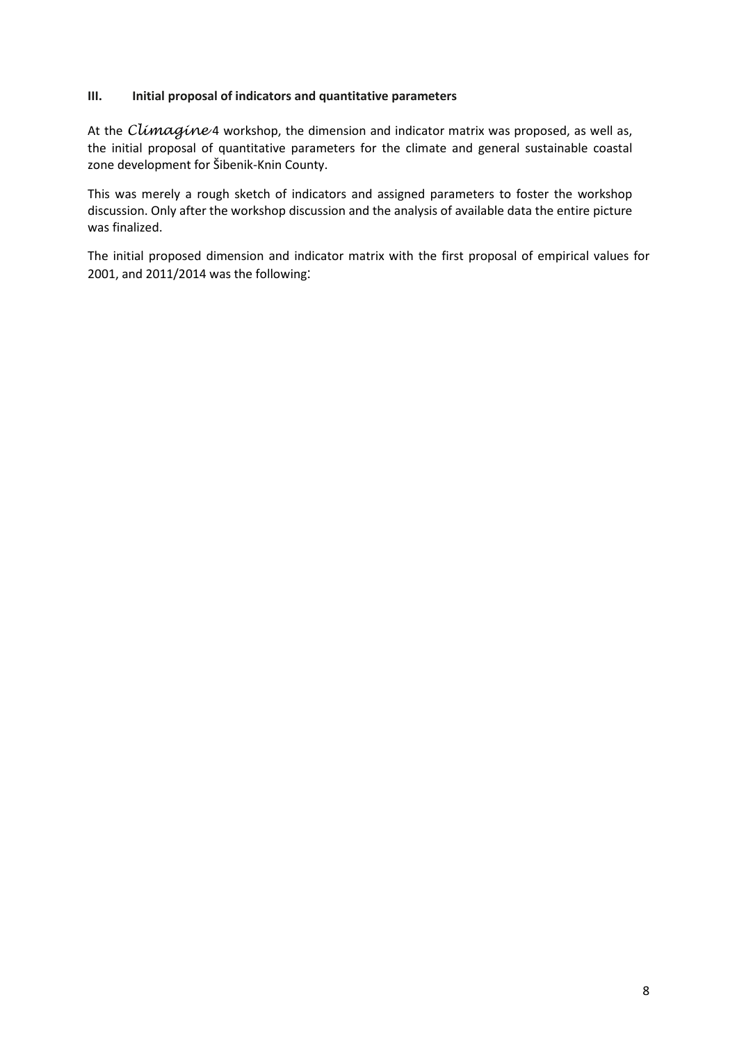### III. Initial proposal of indicators and quantitative parameters

At the *Climagine* 4 workshop, the dimension and indicator matrix was proposed, as well as, the initial proposal of quantitative parameters for the climate and general sustainable coastal zone development for Šibenik-Knin County.

This was merely a rough sketch of indicators and assigned parameters to foster the workshop discussion. Only after the workshop discussion and the analysis of available data the entire picture was finalized.

The initial proposed dimension and indicator matrix with the first proposal of empirical values for 2001, and 2011/2014 was the following: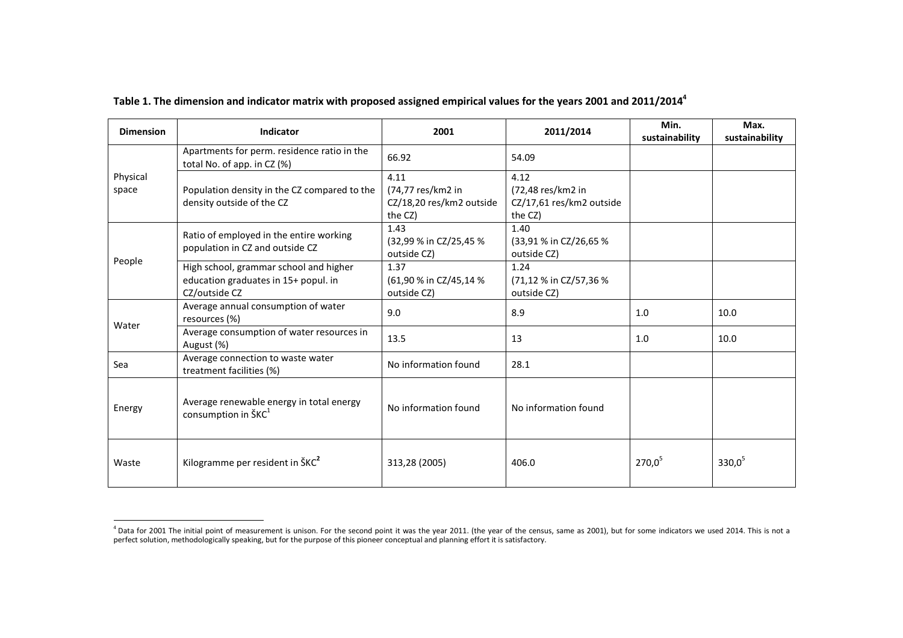**Table 1. The dimension and indicator matrix with proposed assigned empirical values for the years 2001 and 2011/2014[4]**

| Dimension | Indicator | 2001 | 2011/2014 | Min. sustainability | Max. sustainability |
|---|---|---|---|---|---|
| Physical space | Apartments for perm. residence ratio in the total No. of app. in CZ (%) | 66.92 | 54.09 | | |
| | Population density in the CZ compared to the density outside of the CZ | 4.11 (74,77 res/km2 in CZ/18,20 res/km2 outside the CZ) | 4.12 (72,48 res/km2 in CZ/17,61 res/km2 outside the CZ) | | |
| People | Ratio of employed in the entire working population in CZ and outside CZ | 1.43 (32,99 % in CZ/25,45 % outside CZ) | 1.40 (33,91 % in CZ/26,65 % outside CZ) | | |
| | High school, grammar school and higher education graduates in 15+ popul. in CZ/outside CZ | 1.37 (61,90 % in CZ/45,14 % outside CZ) | 1.24 (71,12 % in CZ/57,36 % outside CZ) | | |
| Water | Average annual consumption of water resources (%) | 9.0 | 8.9 | 1.0 | 10.0 |
| | Average consumption of water resources in August (%) | 13.5 | 13 | 1.0 | 10.0 |
| Sea | Average connection to waste water treatment facilities (%) | No information found | 28.1 | | |
| Energy | Average renewable energy in total energy consumption in ŠKC[1] | No information found | No information found | | |
| Waste | Kilogramme per resident in ŠKC[2] | 313,28 (2005) | 406.0 | 270,0[5] | 330,0[5] |

[4] Data for 2001 The initial point of measurement is unison. For the second point it was the year 2011. (the year of the census, same as 2001), but for some indicators we used 2014. This is not a perfect solution, methodologically speaking, but for the purpose of this pioneer conceptual and planning effort it is satisfactory.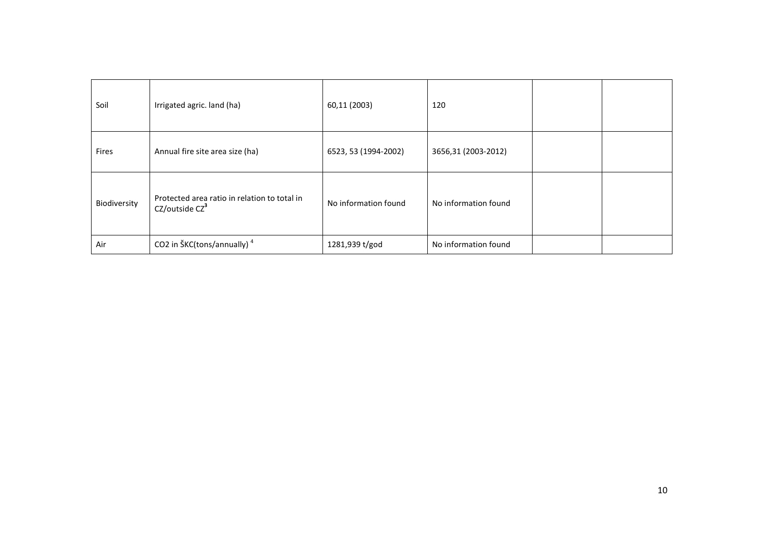| Soil | Irrigated agric. land (ha) | 60,11 (2003) | 120 | | |
| --- | --- | --- | --- | --- | --- |
| Fires | Annual fire site area size (ha) | 6523, 53 (1994-2002) | 3656,31 (2003-2012) | | |
| Biodiversity | Protected area ratio in relation to total in CZ/outside CZ[3] | No information found | No information found | | |
| Air | CO2 in ŠKC(tons/annually) [4] | 1281,939 t/god | No information found | | |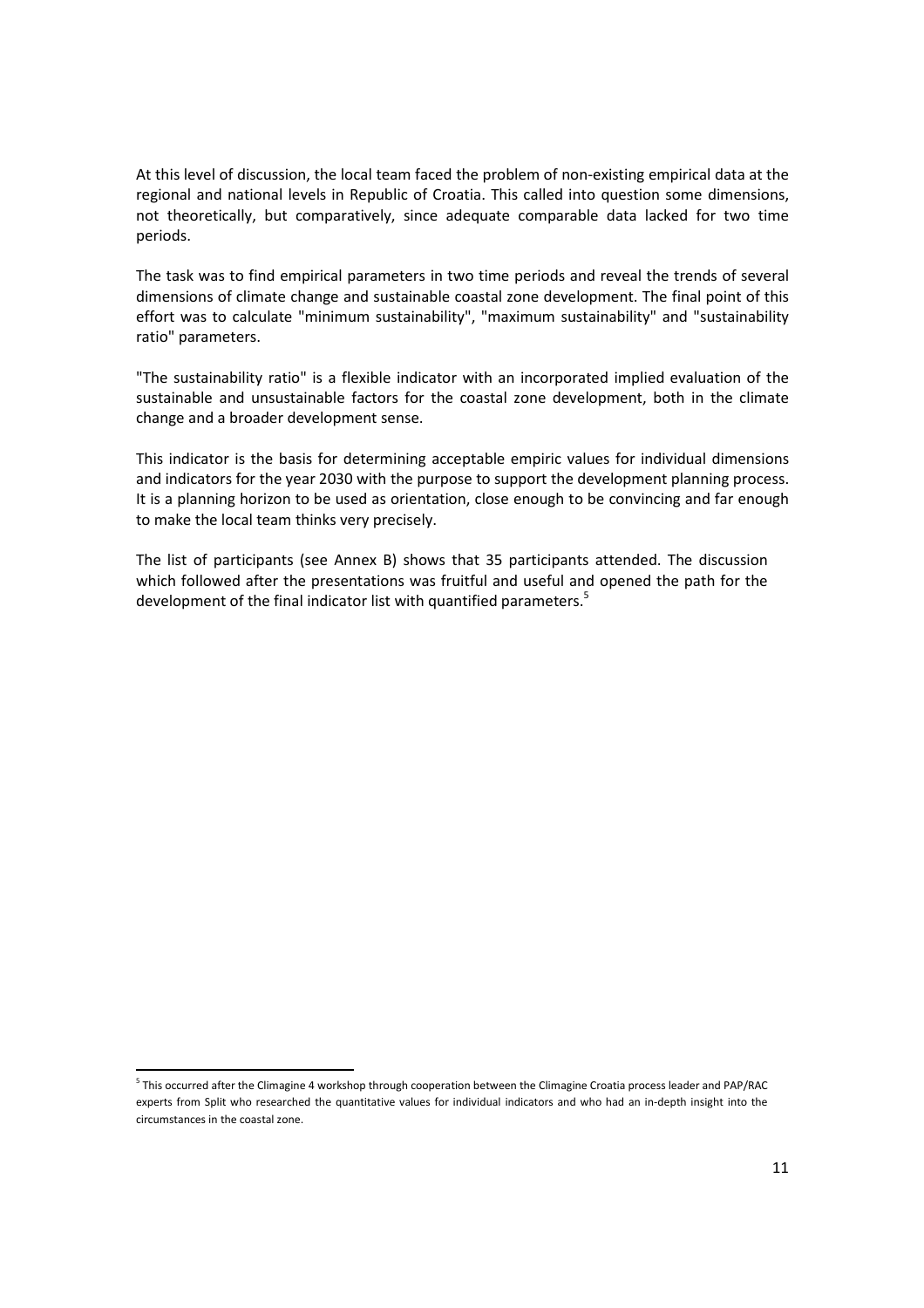At this level of discussion, the local team faced the problem of non-existing empirical data at the regional and national levels in Republic of Croatia. This called into question some dimensions, not theoretically, but comparatively, since adequate comparable data lacked for two time periods.

The task was to find empirical parameters in two time periods and reveal the trends of several dimensions of climate change and sustainable coastal zone development. The final point of this effort was to calculate "minimum sustainability", "maximum sustainability" and "sustainability ratio" parameters.

"The sustainability ratio" is a flexible indicator with an incorporated implied evaluation of the sustainable and unsustainable factors for the coastal zone development, both in the climate change and a broader development sense.

This indicator is the basis for determining acceptable empiric values for individual dimensions and indicators for the year 2030 with the purpose to support the development planning process. It is a planning horizon to be used as orientation, close enough to be convincing and far enough to make the local team thinks very precisely.

The list of participants (see Annex B) shows that 35 participants attended. The discussion which followed after the presentations was fruitful and useful and opened the path for the development of the final indicator list with quantified parameters.[5]

---

[5] This occurred after the Climagine 4 workshop through cooperation between the Climagine Croatia process leader and PAP/RAC experts from Split who researched the quantitative values for individual indicators and who had an in-depth insight into the circumstances in the coastal zone.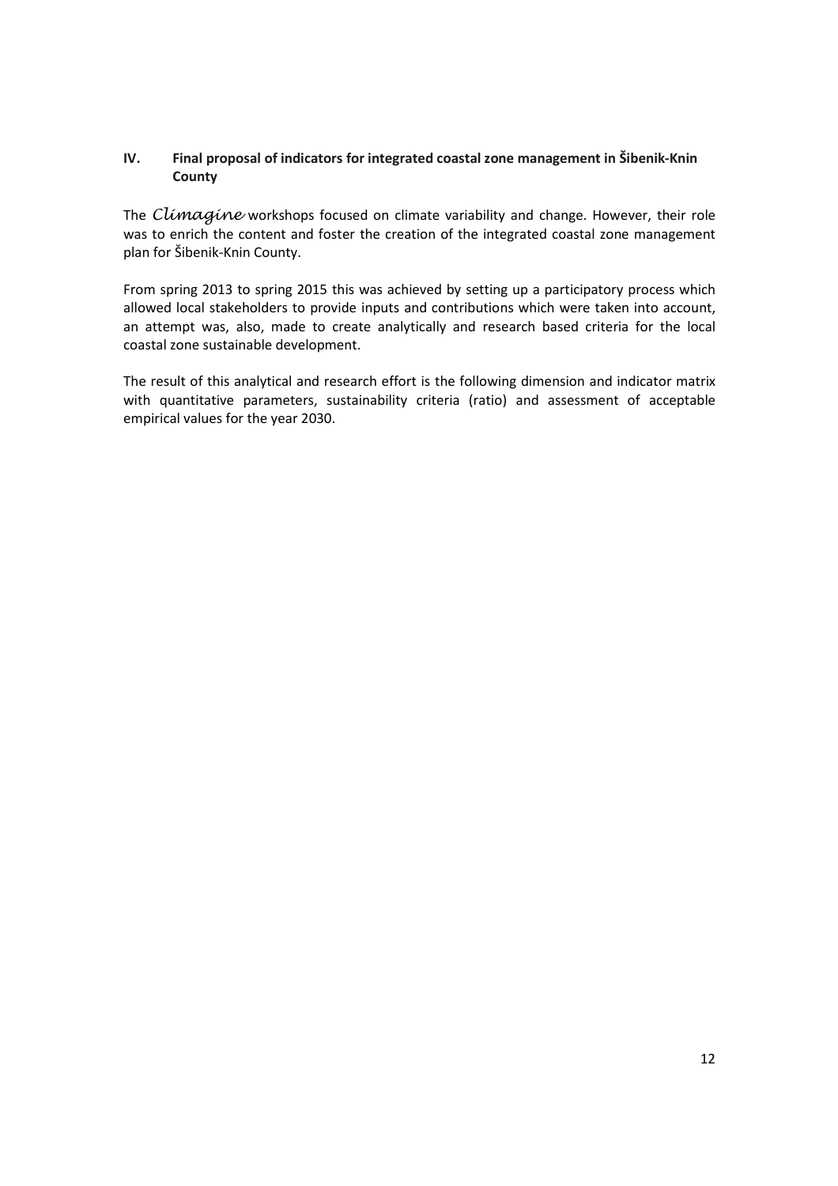## IV. Final proposal of indicators for integrated coastal zone management in Šibenik-Knin County

The *Climagine* workshops focused on climate variability and change. However, their role was to enrich the content and foster the creation of the integrated coastal zone management plan for Šibenik-Knin County.

From spring 2013 to spring 2015 this was achieved by setting up a participatory process which allowed local stakeholders to provide inputs and contributions which were taken into account, an attempt was, also, made to create analytically and research based criteria for the local coastal zone sustainable development.

The result of this analytical and research effort is the following dimension and indicator matrix with quantitative parameters, sustainability criteria (ratio) and assessment of acceptable empirical values for the year 2030.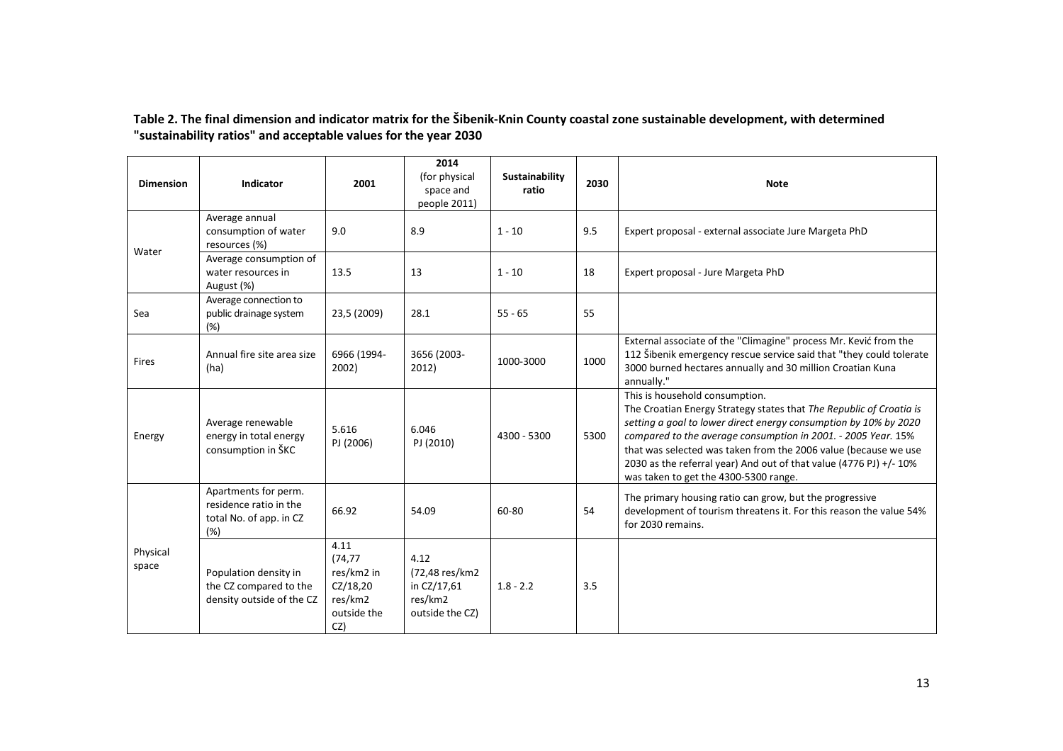**Table 2. The final dimension and indicator matrix for the Šibenik-Knin County coastal zone sustainable development, with determined "sustainability ratios" and acceptable values for the year 2030**

| Dimension | Indicator | 2001 | 2014 (for physical space and people 2011) | Sustainability ratio | 2030 | Note |
|---|---|---|---|---|---|---|
| Water | Average annual consumption of water resources (%) | 9.0 | 8.9 | 1 - 10 | 9.5 | Expert proposal - external associate Jure Margeta PhD |
| | Average consumption of water resources in August (%) | 13.5 | 13 | 1 - 10 | 18 | Expert proposal - Jure Margeta PhD |
| Sea | Average connection to public drainage system (%) | 23,5 (2009) | 28.1 | 55 - 65 | 55 | |
| Fires | Annual fire site area size (ha) | 6966 (1994-2002) | 3656 (2003-2012) | 1000-3000 | 1000 | External associate of the "Climagine" process Mr. Kević from the 112 Šibenik emergency rescue service said that "they could tolerate 3000 burned hectares annually and 30 million Croatian Kuna annually." |
| Energy | Average renewable energy in total energy consumption in ŠKC | 5.616 PJ (2006) | 6.046 PJ (2010) | 4300 - 5300 | 5300 | This is household consumption. The Croatian Energy Strategy states that *The Republic of Croatia is setting a goal to lower direct energy consumption by 10% by 2020 compared to the average consumption in 2001. - 2005 Year.* 15% that was selected was taken from the 2006 value (because we use 2030 as the referral year) And out of that value (4776 PJ) +/- 10% was taken to get the 4300-5300 range. |
| Physical space | Apartments for perm. residence ratio in the total No. of app. in CZ (%) | 66.92 | 54.09 | 60-80 | 54 | The primary housing ratio can grow, but the progressive development of tourism threatens it. For this reason the value 54% for 2030 remains. |
| | Population density in the CZ compared to the density outside of the CZ | 4.11 (74,77 res/km2 in CZ/18,20 res/km2 outside the CZ) | 4.12 (72,48 res/km2 in CZ/17,61 res/km2 outside the CZ) | 1.8 - 2.2 | 3.5 | |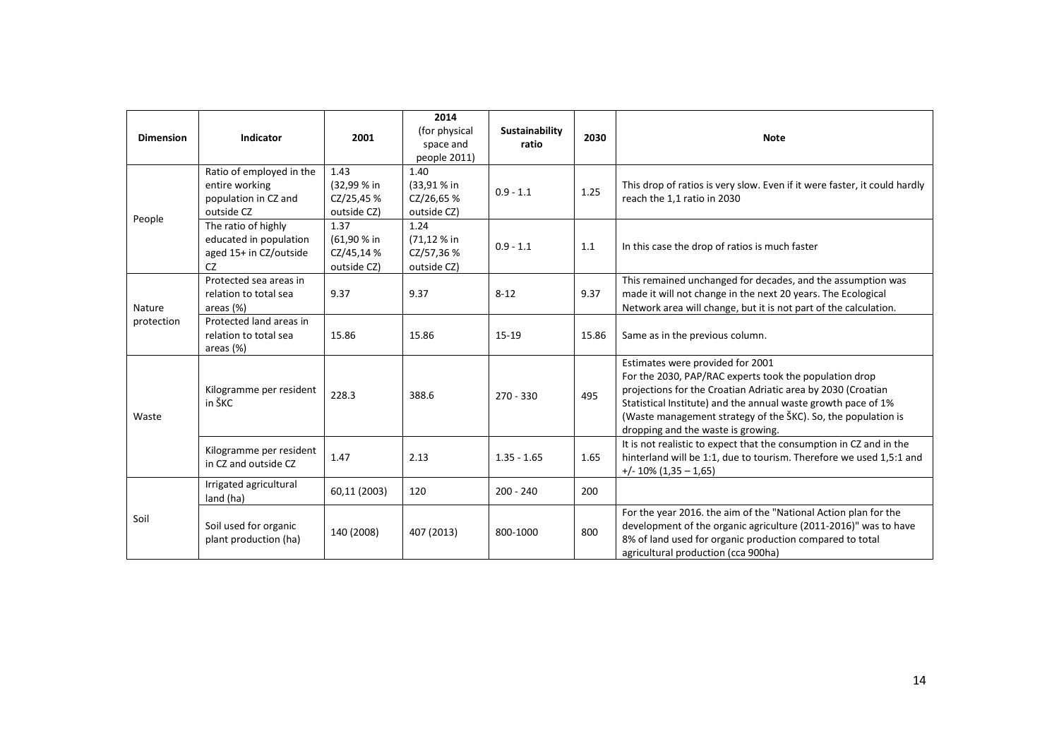| Dimension | Indicator | 2001 | 2014 (for physical space and people 2011) | Sustainability ratio | 2030 | Note |
|---|---|---|---|---|---|---|
| People | Ratio of employed in the entire working population in CZ and outside CZ | 1.43 (32,99 % in CZ/25,45 % outside CZ) | 1.40 (33,91 % in CZ/26,65 % outside CZ) | 0.9 - 1.1 | 1.25 | This drop of ratios is very slow. Even if it were faster, it could hardly reach the 1,1 ratio in 2030 |
| | The ratio of highly educated in population aged 15+ in CZ/outside CZ | 1.37 (61,90 % in CZ/45,14 % outside CZ) | 1.24 (71,12 % in CZ/57,36 % outside CZ) | 0.9 - 1.1 | 1.1 | In this case the drop of ratios is much faster |
| Nature protection | Protected sea areas in relation to total sea areas (%) | 9.37 | 9.37 | 8-12 | 9.37 | This remained unchanged for decades, and the assumption was made it will not change in the next 20 years. The Ecological Network area will change, but it is not part of the calculation. |
| | Protected land areas in relation to total sea areas (%) | 15.86 | 15.86 | 15-19 | 15.86 | Same as in the previous column. |
| Waste | Kilogramme per resident in ŠKC | 228.3 | 388.6 | 270 - 330 | 495 | Estimates were provided for 2001 For the 2030, PAP/RAC experts took the population drop projections for the Croatian Adriatic area by 2030 (Croatian Statistical Institute) and the annual waste growth pace of 1% (Waste management strategy of the ŠKC). So, the population is dropping and the waste is growing. |
| | Kilogramme per resident in CZ and outside CZ | 1.47 | 2.13 | 1.35 - 1.65 | 1.65 | It is not realistic to expect that the consumption in CZ and in the hinterland will be 1:1, due to tourism. Therefore we used 1,5:1 and +/- 10% (1,35 – 1,65) |
| Soil | Irrigated agricultural land (ha) | 60,11 (2003) | 120 | 200 - 240 | 200 | |
| | Soil used for organic plant production (ha) | 140 (2008) | 407 (2013) | 800-1000 | 800 | For the year 2016. the aim of the "National Action plan for the development of the organic agriculture (2011-2016)" was to have 8% of land used for organic production compared to total agricultural production (cca 900ha) |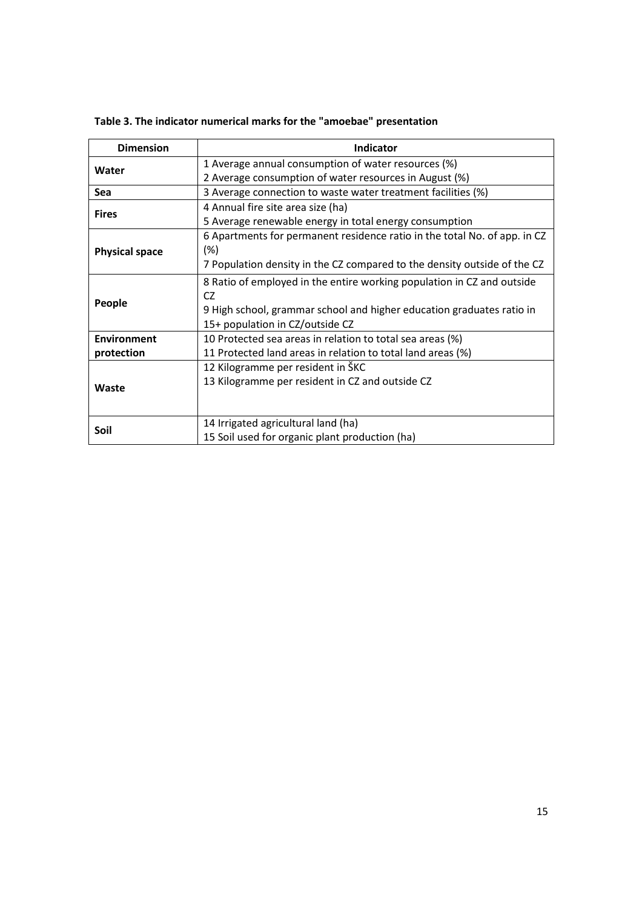**Table 3. The indicator numerical marks for the "amoebae" presentation**

| Dimension | Indicator |
|---|---|
| **Water** | 1 Average annual consumption of water resources (%)<br>2 Average consumption of water resources in August (%) |
| **Sea** | 3 Average connection to waste water treatment facilities (%) |
| **Fires** | 4 Annual fire site area size (ha)<br>5 Average renewable energy in total energy consumption |
| **Physical space** | 6 Apartments for permanent residence ratio in the total No. of app. in CZ (%)<br>7 Population density in the CZ compared to the density outside of the CZ |
| **People** | 8 Ratio of employed in the entire working population in CZ and outside CZ<br>9 High school, grammar school and higher education graduates ratio in 15+ population in CZ/outside CZ |
| **Environment protection** | 10 Protected sea areas in relation to total sea areas (%)<br>11 Protected land areas in relation to total land areas (%) |
| **Waste** | 12 Kilogramme per resident in ŠKC<br>13 Kilogramme per resident in CZ and outside CZ |
| **Soil** | 14 Irrigated agricultural land (ha)<br>15 Soil used for organic plant production (ha) |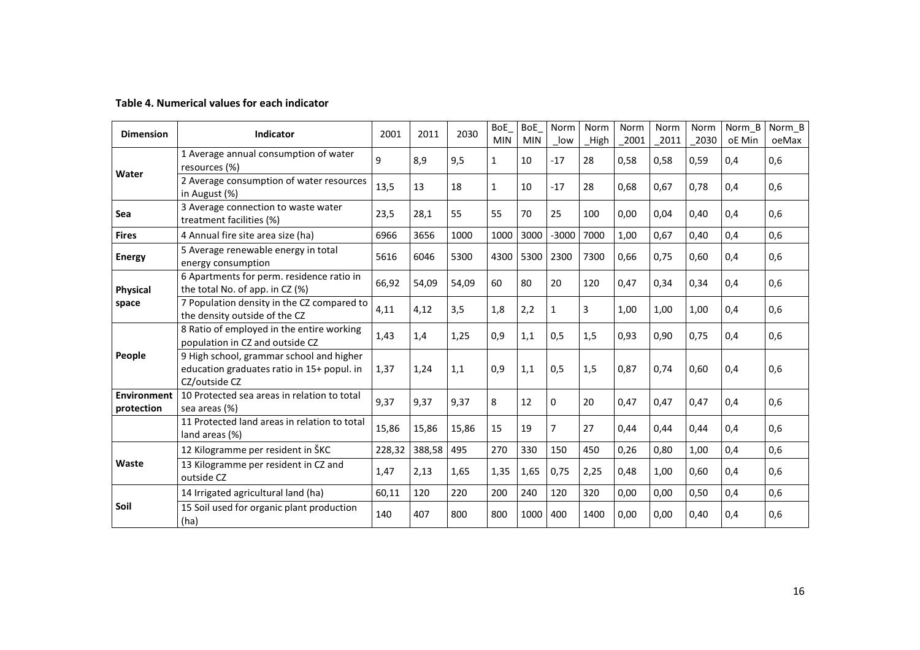**Table 4. Numerical values for each indicator**

| Dimension | Indicator | 2001 | 2011 | 2030 | BoE_MIN | BoE_MIN | Norm_low | Norm_High | Norm_2001 | Norm_2011 | Norm_2030 | Norm_BoE Min | Norm_BoeMax |
|---|---|---|---|---|---|---|---|---|---|---|---|---|---|
| Water | 1 Average annual consumption of water resources (%) | 9 | 8,9 | 9,5 | 1 | 10 | -17 | 28 | 0,58 | 0,58 | 0,59 | 0,4 | 0,6 |
| | 2 Average consumption of water resources in August (%) | 13,5 | 13 | 18 | 1 | 10 | -17 | 28 | 0,68 | 0,67 | 0,78 | 0,4 | 0,6 |
| Sea | 3 Average connection to waste water treatment facilities (%) | 23,5 | 28,1 | 55 | 55 | 70 | 25 | 100 | 0,00 | 0,04 | 0,40 | 0,4 | 0,6 |
| Fires | 4 Annual fire site area size (ha) | 6966 | 3656 | 1000 | 1000 | 3000 | -3000 | 7000 | 1,00 | 0,67 | 0,40 | 0,4 | 0,6 |
| Energy | 5 Average renewable energy in total energy consumption | 5616 | 6046 | 5300 | 4300 | 5300 | 2300 | 7300 | 0,66 | 0,75 | 0,60 | 0,4 | 0,6 |
| Physical space | 6 Apartments for perm. residence ratio in the total No. of app. in CZ (%) | 66,92 | 54,09 | 54,09 | 60 | 80 | 20 | 120 | 0,47 | 0,34 | 0,34 | 0,4 | 0,6 |
| | 7 Population density in the CZ compared to the density outside of the CZ | 4,11 | 4,12 | 3,5 | 1,8 | 2,2 | 1 | 3 | 1,00 | 1,00 | 1,00 | 0,4 | 0,6 |
| People | 8 Ratio of employed in the entire working population in CZ and outside CZ | 1,43 | 1,4 | 1,25 | 0,9 | 1,1 | 0,5 | 1,5 | 0,93 | 0,90 | 0,75 | 0,4 | 0,6 |
| | 9 High school, grammar school and higher education graduates ratio in 15+ popul. in CZ/outside CZ | 1,37 | 1,24 | 1,1 | 0,9 | 1,1 | 0,5 | 1,5 | 0,87 | 0,74 | 0,60 | 0,4 | 0,6 |
| Environment protection | 10 Protected sea areas in relation to total sea areas (%) | 9,37 | 9,37 | 9,37 | 8 | 12 | 0 | 20 | 0,47 | 0,47 | 0,47 | 0,4 | 0,6 |
| | 11 Protected land areas in relation to total land areas (%) | 15,86 | 15,86 | 15,86 | 15 | 19 | 7 | 27 | 0,44 | 0,44 | 0,44 | 0,4 | 0,6 |
| Waste | 12 Kilogramme per resident in ŠKC | 228,32 | 388,58 | 495 | 270 | 330 | 150 | 450 | 0,26 | 0,80 | 1,00 | 0,4 | 0,6 |
| | 13 Kilogramme per resident in CZ and outside CZ | 1,47 | 2,13 | 1,65 | 1,35 | 1,65 | 0,75 | 2,25 | 0,48 | 1,00 | 0,60 | 0,4 | 0,6 |
| Soil | 14 Irrigated agricultural land (ha) | 60,11 | 120 | 220 | 200 | 240 | 120 | 320 | 0,00 | 0,00 | 0,50 | 0,4 | 0,6 |
| | 15 Soil used for organic plant production (ha) | 140 | 407 | 800 | 800 | 1000 | 400 | 1400 | 0,00 | 0,00 | 0,40 | 0,4 | 0,6 |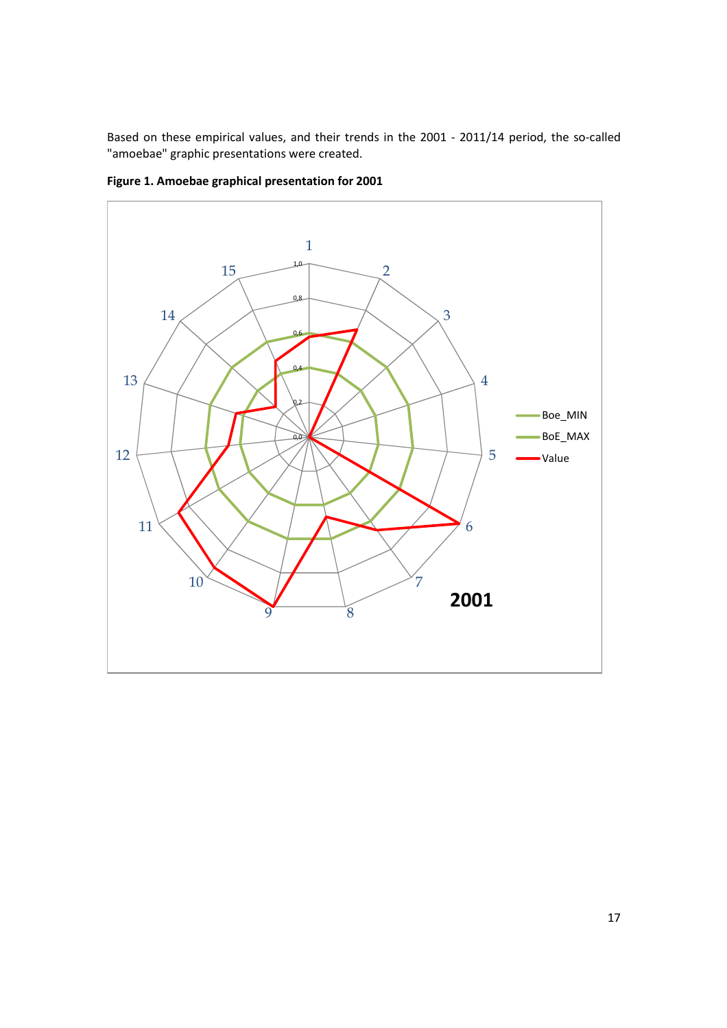Based on these empirical values, and their trends in the 2001 - 2011/14 period, the so-called "amoebae" graphic presentations were created.

**Figure 1. Amoebae graphical presentation for 2001**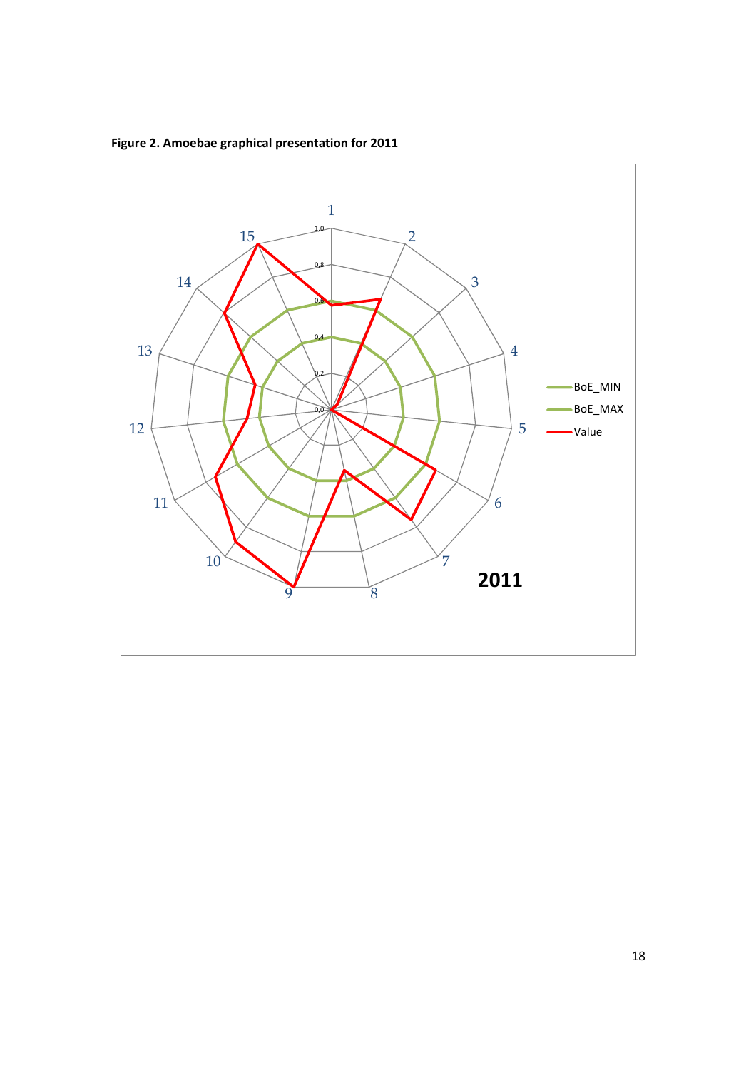**Figure 2. Amoebae graphical presentation for 2011**

1
2
3
4
5
6
7
8
9
10
11
12
13
14
15

1,0
0,8
0,6
0,4
0,2
0,0

BoE_MIN
BoE_MAX
Value

**2011**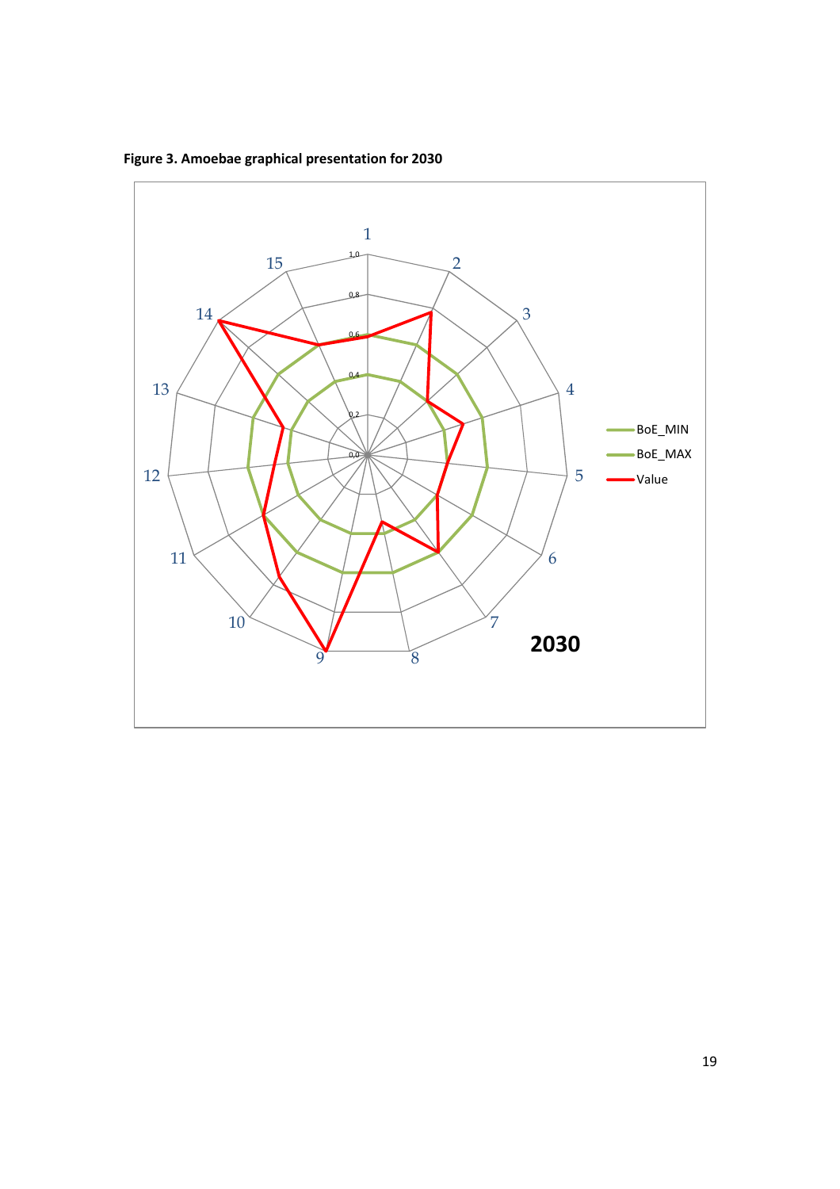**Figure 3. Amoebae graphical presentation for 2030**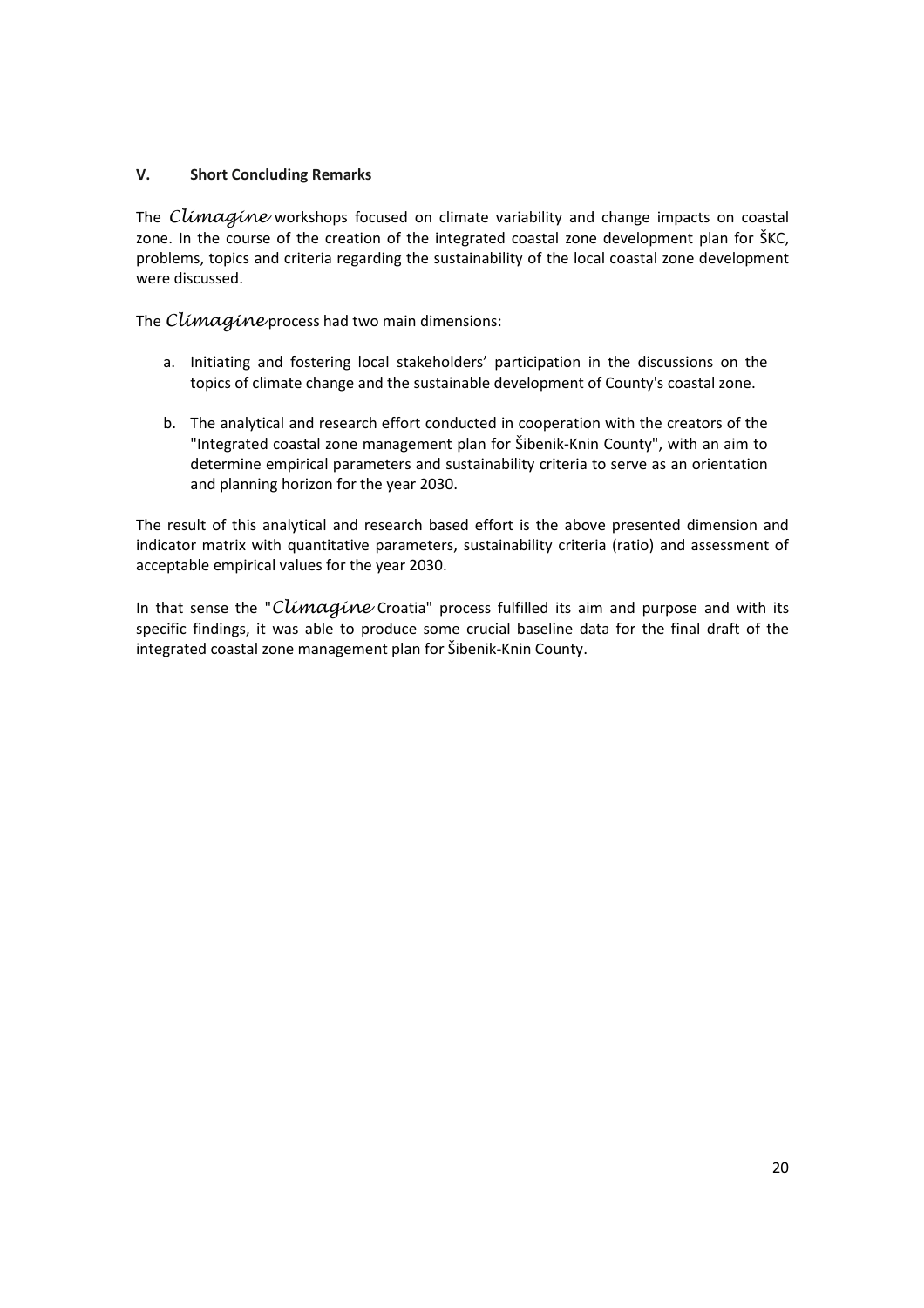## V. Short Concluding Remarks

The *Climagine* workshops focused on climate variability and change impacts on coastal zone. In the course of the creation of the integrated coastal zone development plan for ŠKC, problems, topics and criteria regarding the sustainability of the local coastal zone development were discussed.

The *Climagine* process had two main dimensions:

a. Initiating and fostering local stakeholders' participation in the discussions on the topics of climate change and the sustainable development of County's coastal zone.

b. The analytical and research effort conducted in cooperation with the creators of the "Integrated coastal zone management plan for Šibenik-Knin County", with an aim to determine empirical parameters and sustainability criteria to serve as an orientation and planning horizon for the year 2030.

The result of this analytical and research based effort is the above presented dimension and indicator matrix with quantitative parameters, sustainability criteria (ratio) and assessment of acceptable empirical values for the year 2030.

In that sense the "*Climagine* Croatia" process fulfilled its aim and purpose and with its specific findings, it was able to produce some crucial baseline data for the final draft of the integrated coastal zone management plan for Šibenik-Knin County.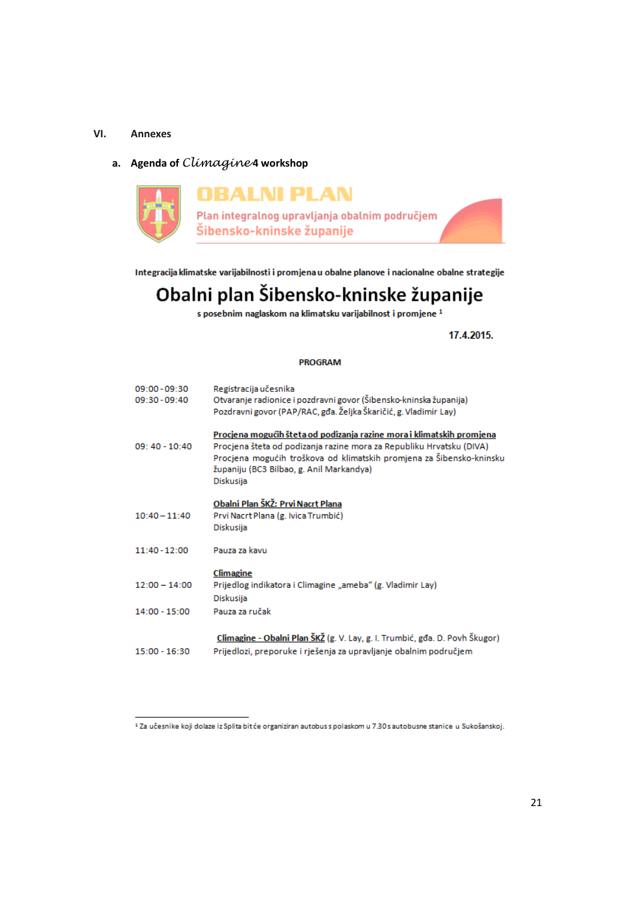## VI. Annexes

### a. Agenda of *Climagine*4 workshop

**OBALNI PLAN**

Plan integralnog upravljanja obalnim područjem Šibensko-kninske županije

**Integracija klimatske varijabilnosti i promjena u obalne planove i nacionalne obalne strategije**

# Obalni plan Šibensko-kninske županije

**s posebnim naglaskom na klimatsku varijabilnost i promjene** [1]

**17.4.2015.**

**PROGRAM**

| | |
|---|---|
| 09:00 - 09:30 | Registracija učesnika |
| 09:30 - 09:40 | Otvaranje radionice i pozdravni govor (Šibensko-kninska županija)<br>Pozdravni govor (PAP/RAC, gđa. Željka Škaričić, g. Vladimir Lay) |
| | **Procjena mogućih šteta od podizanja razine mora i klimatskih promjena** |
| 09: 40 - 10:40 | Procjena šteta od podizanja razine mora za Republiku Hrvatsku (DIVA)<br>Procjena mogućih troškova od klimatskih promjena za Šibensko-kninsku županiju (BC3 Bilbao, g. Anil Markandya)<br>Diskusija |
| | **Obalni Plan ŠKŽ: Prvi Nacrt Plana** |
| 10:40 – 11:40 | Prvi Nacrt Plana (g. Ivica Trumbić)<br>Diskusija |
| 11:40 - 12:00 | Pauza za kavu |
| | **Climagine** |
| 12:00 – 14:00 | Prijedlog indikatora i Climagine „ameba" (g. Vladimir Lay)<br>Diskusija |
| 14:00 - 15:00 | Pauza za ručak |
| | **Climagine - Obalni Plan ŠKŽ** (g. V. Lay, g. I. Trumbić, gđa. D. Povh Škugor) |
| 15:00 - 16:30 | Prijedlozi, preporuke i rješenja za upravljanje obalnim područjem |

---

[1] Za učesnike koji dolaze iz Splita bit će organiziran autobus s polaskom u 7.30 s autobusne stanice u Sukošanskoj.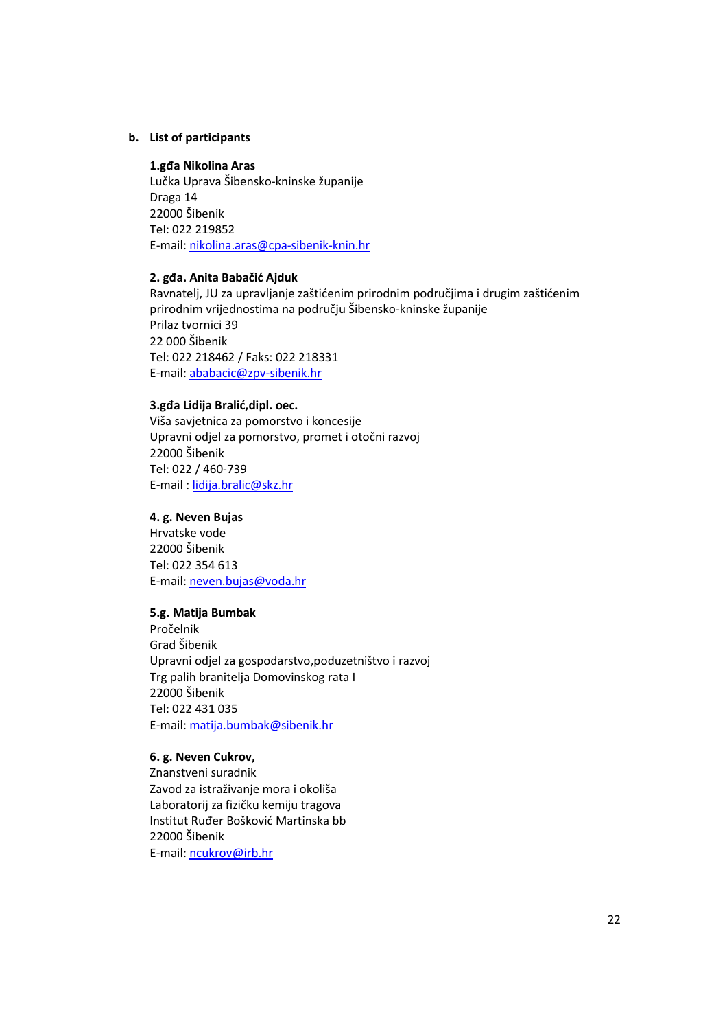**b. List of participants**

**1.gđa Nikolina Aras**
Lučka Uprava Šibensko-kninske županije
Draga 14
22000 Šibenik
Tel: 022 219852
E-mail: nikolina.aras@cpa-sibenik-knin.hr

**2. gđa. Anita Babačić Ajduk**
Ravnatelj, JU za upravljanje zaštićenim prirodnim područjima i drugim zaštićenim prirodnim vrijednostima na području Šibensko-kninske županije
Prilaz tvornici 39
22 000 Šibenik
Tel: 022 218462 / Faks: 022 218331
E-mail: ababacic@zpv-sibenik.hr

**3.gđa Lidija Bralić,dipl. oec.**
Viša savjetnica za pomorstvo i koncesije
Upravni odjel za pomorstvo, promet i otočni razvoj
22000 Šibenik
Tel: 022 / 460-739
E-mail : lidija.bralic@skz.hr

**4. g. Neven Bujas**
Hrvatske vode
22000 Šibenik
Tel: 022 354 613
E-mail: neven.bujas@voda.hr

**5.g. Matija Bumbak**
Pročelnik
Grad Šibenik
Upravni odjel za gospodarstvo,poduzetništvo i razvoj
Trg palih branitelja Domovinskog rata I
22000 Šibenik
Tel: 022 431 035
E-mail: matija.bumbak@sibenik.hr

**6. g. Neven Cukrov,**
Znanstveni suradnik
Zavod za istraživanje mora i okoliša
Laboratorij za fizičku kemiju tragova
Institut Ruđer Bošković Martinska bb
22000 Šibenik
E-mail: ncukrov@irb.hr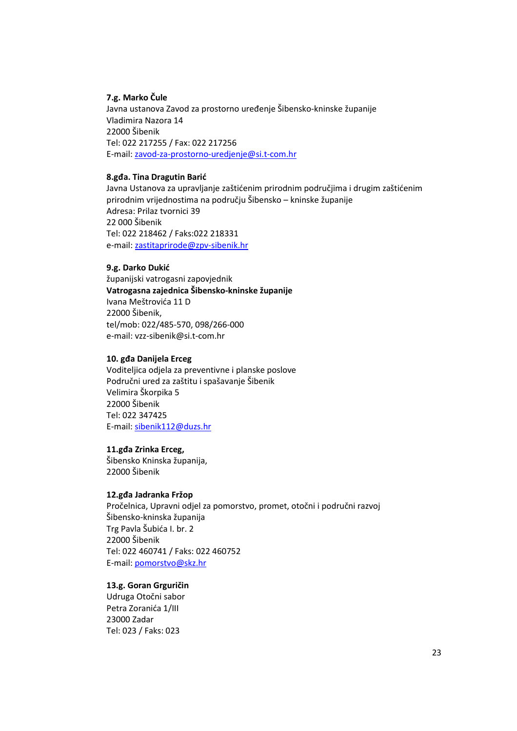**7.g. Marko Čule**
Javna ustanova Zavod za prostorno uređenje Šibensko-kninske županije
Vladimira Nazora 14
22000 Šibenik
Tel: 022 217255 / Fax: 022 217256
E-mail: zavod-za-prostorno-uredjenje@si.t-com.hr

**8.gđa. Tina Dragutin Barić**
Javna Ustanova za upravljanje zaštićenim prirodnim područjima i drugim zaštićenim prirodnim vrijednostima na području Šibensko – kninske županije
Adresa: Prilaz tvornici 39
22 000 Šibenik
Tel: 022 218462 / Faks:022 218331
e-mail: zastitaprirode@zpv-sibenik.hr

**9.g. Darko Dukić**
županijski vatrogasni zapovjednik
**Vatrogasna zajednica Šibensko-kninske županije**
Ivana Meštrovića 11 D
22000 Šibenik,
tel/mob: 022/485-570, 098/266-000
e-mail: vzz-sibenik@si.t-com.hr

**10. gđa Danijela Erceg**
Voditeljica odjela za preventivne i planske poslove
Područni ured za zaštitu i spašavanje Šibenik
Velimira Škorpika 5
22000 Šibenik
Tel: 022 347425
E-mail: sibenik112@duzs.hr

**11.gđa Zrinka Erceg,**
Šibensko Kninska županija,
22000 Šibenik

**12.gđa Jadranka Fržop**
Pročelnica, Upravni odjel za pomorstvo, promet, otočni i područni razvoj
Šibensko-kninska županija
Trg Pavla Šubića I. br. 2
22000 Šibenik
Tel: 022 460741 / Faks: 022 460752
E-mail: pomorstvo@skz.hr

**13.g. Goran Grguričin**
Udruga Otočni sabor
Petra Zoranića 1/III
23000 Zadar
Tel: 023 / Faks: 023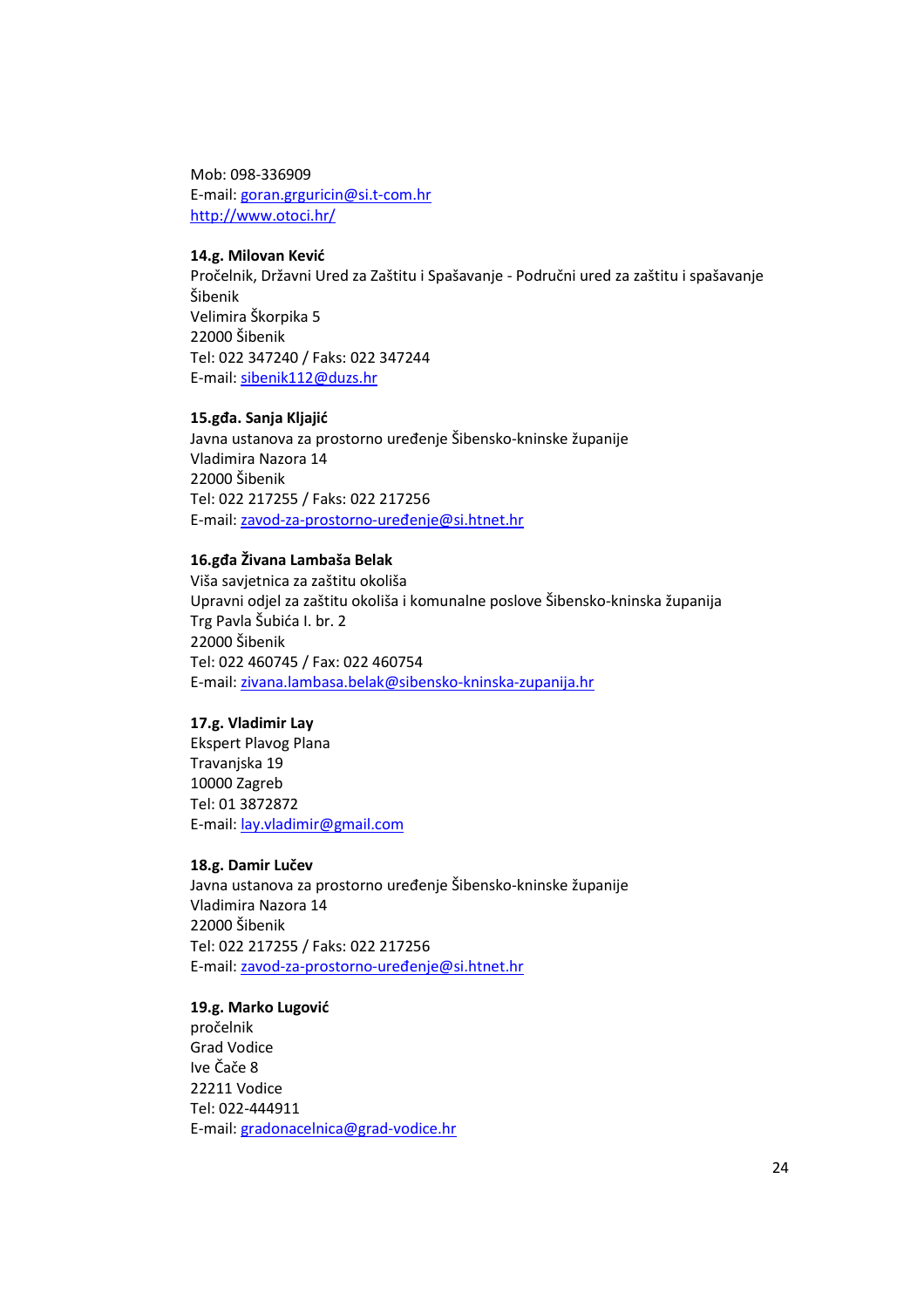Mob: 098-336909
E-mail: goran.grguricin@si.t-com.hr
http://www.otoci.hr/

**14.g. Milovan Kević**
Pročelnik, Državni Ured za Zaštitu i Spašavanje - Područni ured za zaštitu i spašavanje Šibenik
Velimira Škorpika 5
22000 Šibenik
Tel: 022 347240 / Faks: 022 347244
E-mail: sibenik112@duzs.hr

**15.gđa. Sanja Kljajić**
Javna ustanova za prostorno uređenje Šibensko-kninske županije
Vladimira Nazora 14
22000 Šibenik
Tel: 022 217255 / Faks: 022 217256
E-mail: zavod-za-prostorno-uređenje@si.htnet.hr

**16.gđa Živana Lambaša Belak**
Viša savjetnica za zaštitu okoliša
Upravni odjel za zaštitu okoliša i komunalne poslove Šibensko-kninska županija
Trg Pavla Šubića I. br. 2
22000 Šibenik
Tel: 022 460745 / Fax: 022 460754
E-mail: zivana.lambasa.belak@sibensko-kninska-zupanija.hr

**17.g. Vladimir Lay**
Ekspert Plavog Plana
Travanjska 19
10000 Zagreb
Tel: 01 3872872
E-mail: lay.vladimir@gmail.com

**18.g. Damir Lučev**
Javna ustanova za prostorno uređenje Šibensko-kninske županije
Vladimira Nazora 14
22000 Šibenik
Tel: 022 217255 / Faks: 022 217256
E-mail: zavod-za-prostorno-uređenje@si.htnet.hr

**19.g. Marko Lugović**
pročelnik
Grad Vodice
Ive Čače 8
22211 Vodice
Tel: 022-444911
E-mail: gradonacelnica@grad-vodice.hr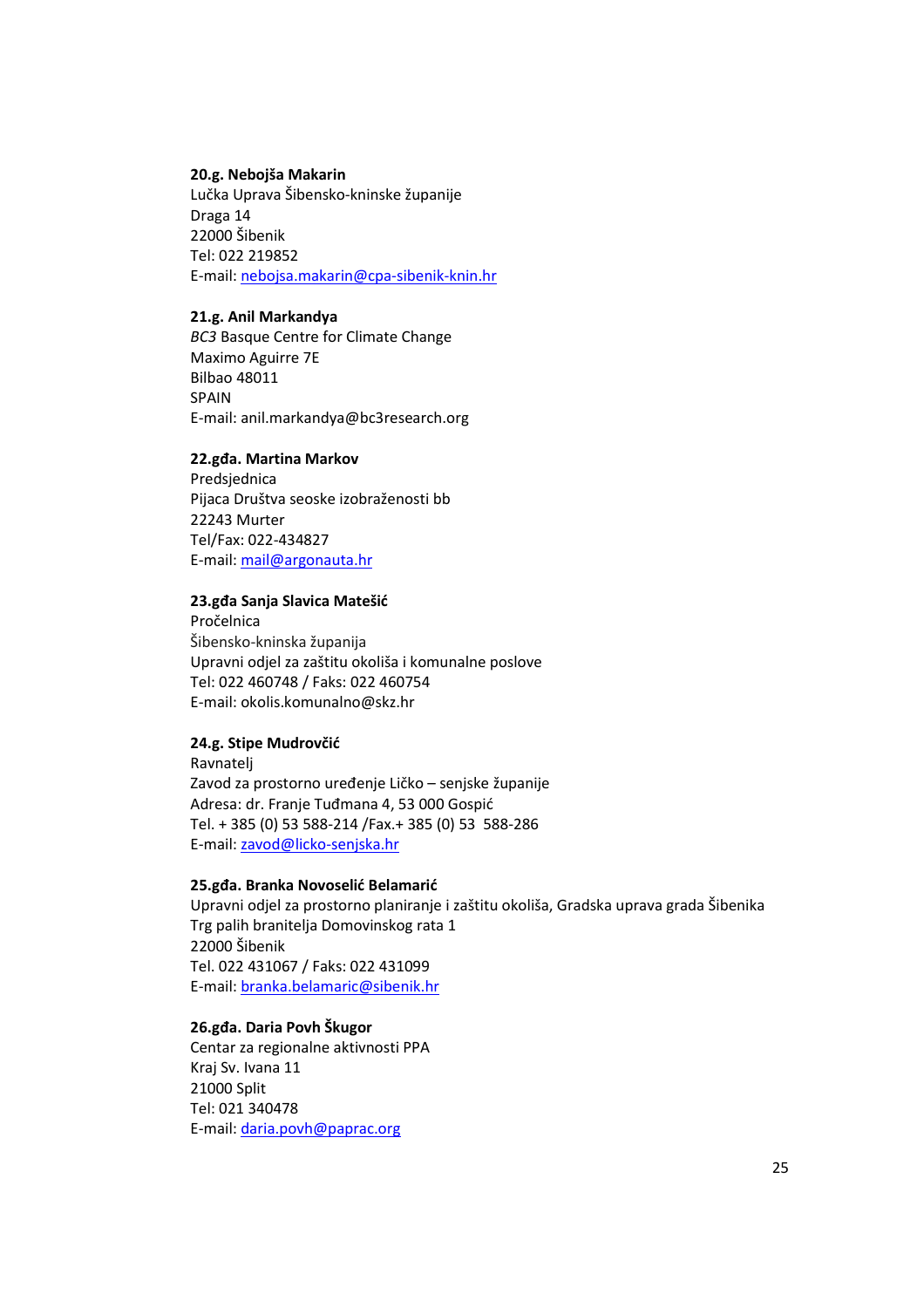**20.g. Nebojša Makarin**
Lučka Uprava Šibensko-kninske županije
Draga 14
22000 Šibenik
Tel: 022 219852
E-mail: nebojsa.makarin@cpa-sibenik-knin.hr

**21.g. Anil Markandya**
*BC3* Basque Centre for Climate Change
Maximo Aguirre 7E
Bilbao 48011
SPAIN
E-mail: anil.markandya@bc3research.org

**22.gđa. Martina Markov**
Predsjednica
Pijaca Društva seoske izobraženosti bb
22243 Murter
Tel/Fax: 022-434827
E-mail: mail@argonauta.hr

**23.gđa Sanja Slavica Matešić**
Pročelnica
Šibensko-kninska županija
Upravni odjel za zaštitu okoliša i komunalne poslove
Tel: 022 460748 / Faks: 022 460754
E-mail: okolis.komunalno@skz.hr

**24.g. Stipe Mudrovčić**
Ravnatelj
Zavod za prostorno uređenje Ličko – senjske županije
Adresa: dr. Franje Tuđmana 4, 53 000 Gospić
Tel. + 385 (0) 53 588-214 /Fax.+ 385 (0) 53 588-286
E-mail: zavod@licko-senjska.hr

**25.gđa. Branka Novoselić Belamarić**
Upravni odjel za prostorno planiranje i zaštitu okoliša, Gradska uprava grada Šibenika
Trg palih branitelja Domovinskog rata 1
22000 Šibenik
Tel. 022 431067 / Faks: 022 431099
E-mail: branka.belamaric@sibenik.hr

**26.gđa. Daria Povh Škugor**
Centar za regionalne aktivnosti PPA
Kraj Sv. Ivana 11
21000 Split
Tel: 021 340478
E-mail: daria.povh@paprac.org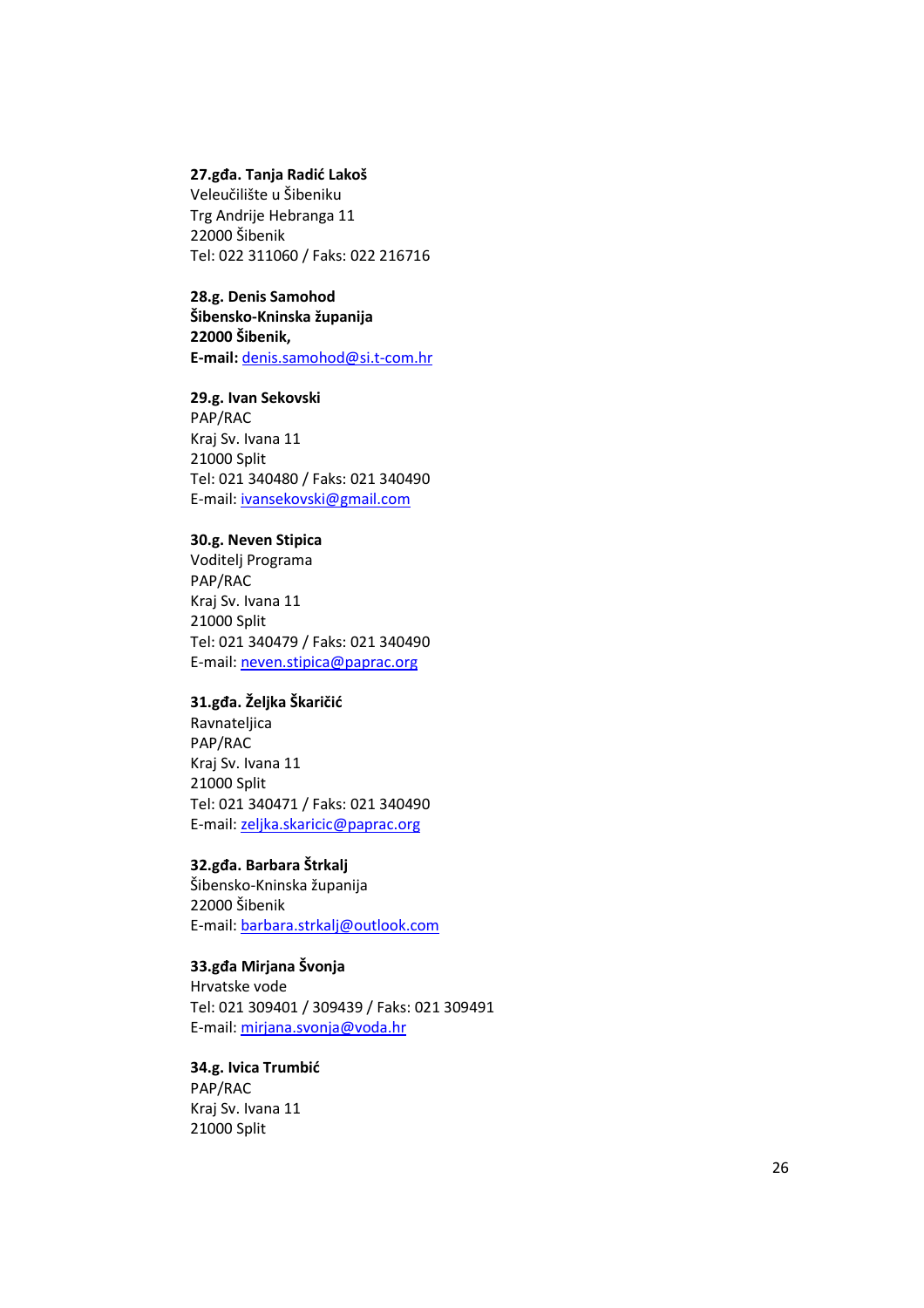**27.gđa. Tanja Radić Lakoš**
Veleučilište u Šibeniku
Trg Andrije Hebranga 11
22000 Šibenik
Tel: 022 311060 / Faks: 022 216716

**28.g. Denis Samohod**
**Šibensko-Kninska županija**
**22000 Šibenik,**
**E-mail:** denis.samohod@si.t-com.hr

**29.g. Ivan Sekovski**
PAP/RAC
Kraj Sv. Ivana 11
21000 Split
Tel: 021 340480 / Faks: 021 340490
E-mail: ivansekovski@gmail.com

**30.g. Neven Stipica**
Voditelj Programa
PAP/RAC
Kraj Sv. Ivana 11
21000 Split
Tel: 021 340479 / Faks: 021 340490
E-mail: neven.stipica@paprac.org

**31.gđa. Željka Škaričić**
Ravnateljica
PAP/RAC
Kraj Sv. Ivana 11
21000 Split
Tel: 021 340471 / Faks: 021 340490
E-mail: zeljka.skaricic@paprac.org

**32.gđa. Barbara Štrkalj**
Šibensko-Kninska županija
22000 Šibenik
E-mail: barbara.strkalj@outlook.com

**33.gđa Mirjana Švonja**
Hrvatske vode
Tel: 021 309401 / 309439 / Faks: 021 309491
E-mail: mirjana.svonja@voda.hr

**34.g. Ivica Trumbić**
PAP/RAC
Kraj Sv. Ivana 11
21000 Split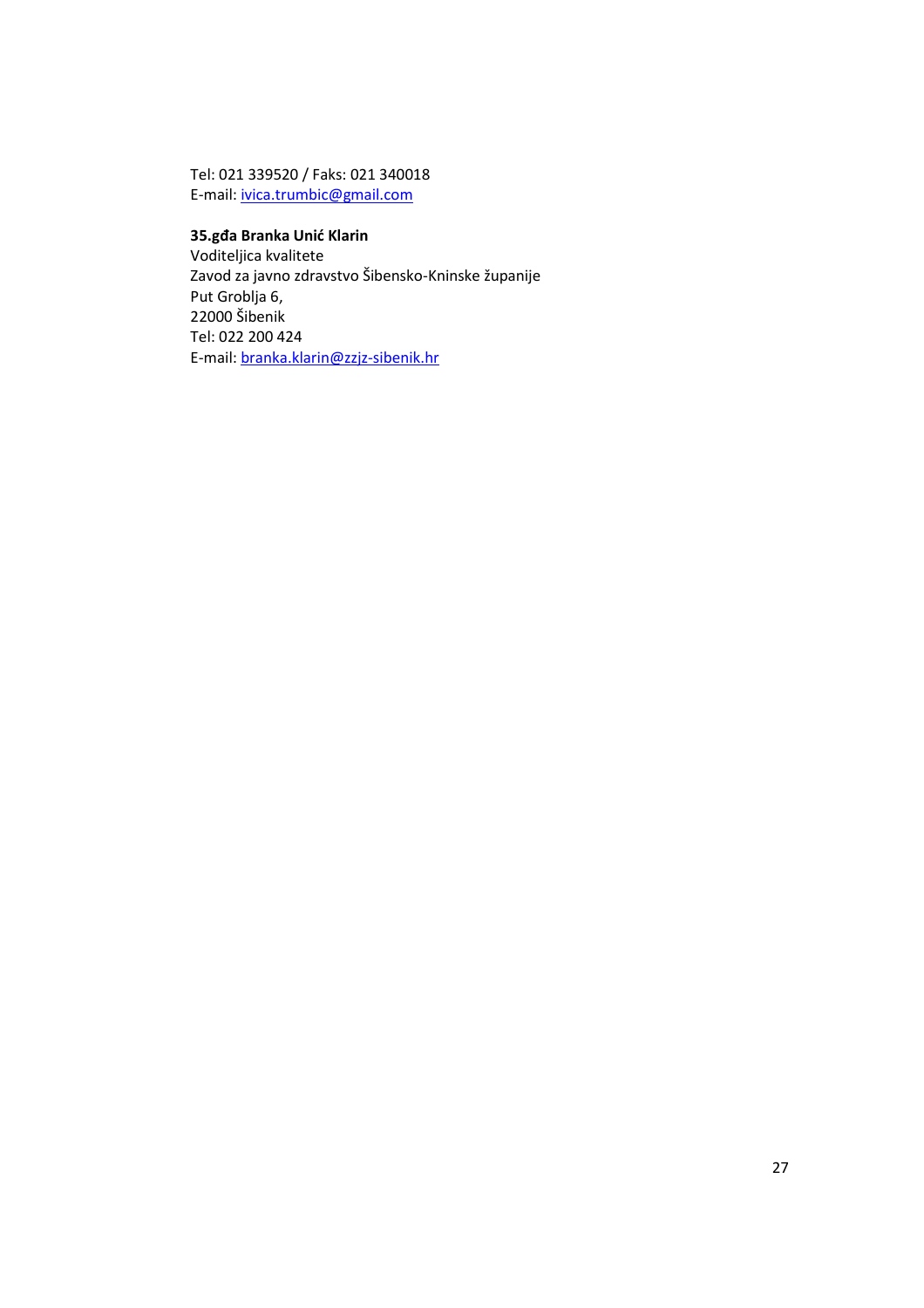Tel: 021 339520 / Faks: 021 340018
E-mail: ivica.trumbic@gmail.com

**35.gđa Branka Unić Klarin**
Voditeljica kvalitete
Zavod za javno zdravstvo Šibensko-Kninske županije
Put Groblja 6,
22000 Šibenik
Tel: 022 200 424
E-mail: branka.klarin@zzjz-sibenik.hr